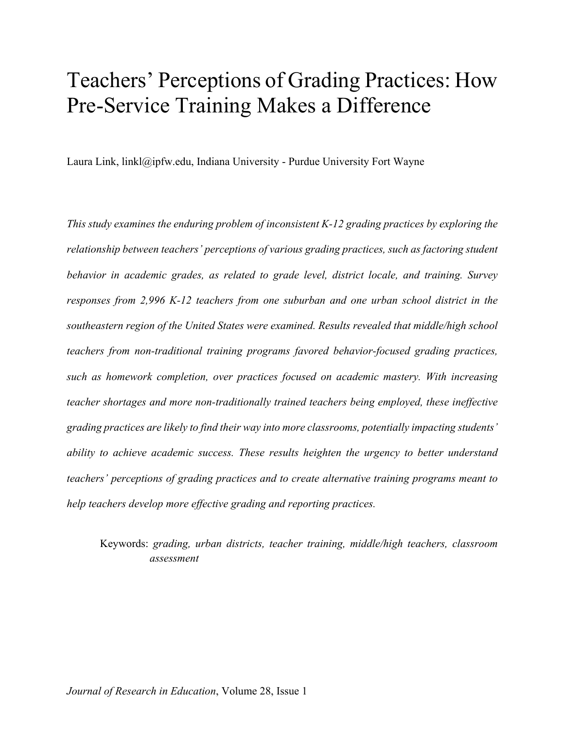# Teachers' Perceptions of Grading Practices: How Pre-Service Training Makes a Difference

Laura Link, linkl@ipfw.edu, Indiana University - Purdue University Fort Wayne

*This study examines the enduring problem of inconsistent K-12 grading practices by exploring the relationship between teachers' perceptions of various grading practices, such as factoring student behavior in academic grades, as related to grade level, district locale, and training. Survey responses from 2,996 K-12 teachers from one suburban and one urban school district in the southeastern region of the United States were examined. Results revealed that middle/high school teachers from non-traditional training programs favored behavior-focused grading practices, such as homework completion, over practices focused on academic mastery. With increasing teacher shortages and more non-traditionally trained teachers being employed, these ineffective grading practices are likely to find their way into more classrooms, potentially impacting students' ability to achieve academic success. These results heighten the urgency to better understand teachers' perceptions of grading practices and to create alternative training programs meant to help teachers develop more effective grading and reporting practices.*

Keywords: *grading, urban districts, teacher training, middle/high teachers, classroom assessment*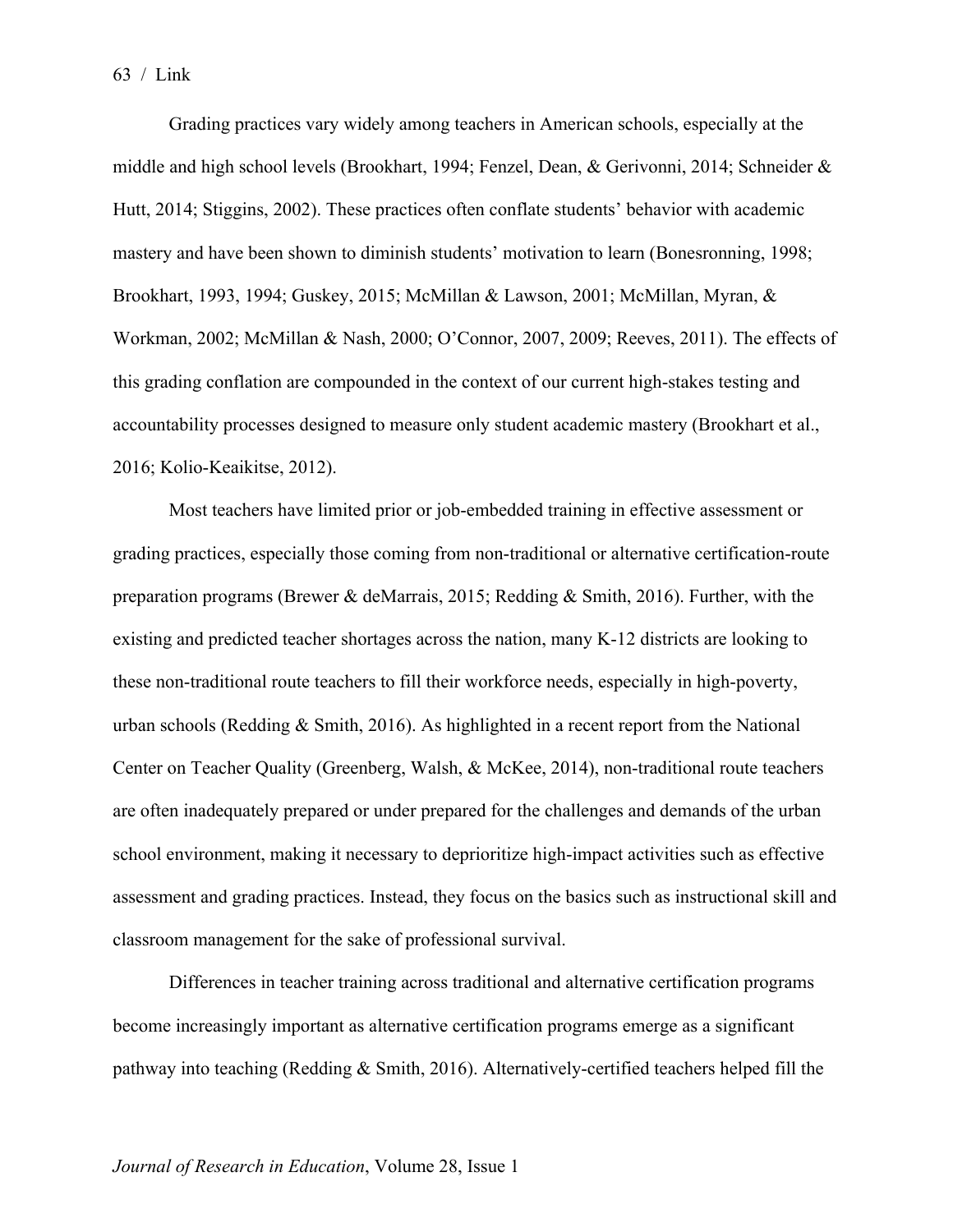Grading practices vary widely among teachers in American schools, especially at the middle and high school levels (Brookhart, 1994; Fenzel, Dean, & Gerivonni, 2014; Schneider & Hutt, 2014; Stiggins, 2002). These practices often conflate students' behavior with academic mastery and have been shown to diminish students' motivation to learn (Bonesronning, 1998; Brookhart, 1993, 1994; Guskey, 2015; McMillan & Lawson, 2001; McMillan, Myran, & Workman, 2002; McMillan & Nash, 2000; O'Connor, 2007, 2009; Reeves, 2011). The effects of this grading conflation are compounded in the context of our current high-stakes testing and accountability processes designed to measure only student academic mastery (Brookhart et al., 2016; Kolio-Keaikitse, 2012).

Most teachers have limited prior or job-embedded training in effective assessment or grading practices, especially those coming from non-traditional or alternative certification-route preparation programs (Brewer & deMarrais, 2015; Redding & Smith, 2016). Further, with the existing and predicted teacher shortages across the nation, many K-12 districts are looking to these non-traditional route teachers to fill their workforce needs, especially in high-poverty, urban schools (Redding & Smith, 2016). As highlighted in a recent report from the National Center on Teacher Quality (Greenberg, Walsh, & McKee, 2014), non-traditional route teachers are often inadequately prepared or under prepared for the challenges and demands of the urban school environment, making it necessary to deprioritize high-impact activities such as effective assessment and grading practices. Instead, they focus on the basics such as instructional skill and classroom management for the sake of professional survival.

Differences in teacher training across traditional and alternative certification programs become increasingly important as alternative certification programs emerge as a significant pathway into teaching (Redding & Smith, 2016). Alternatively-certified teachers helped fill the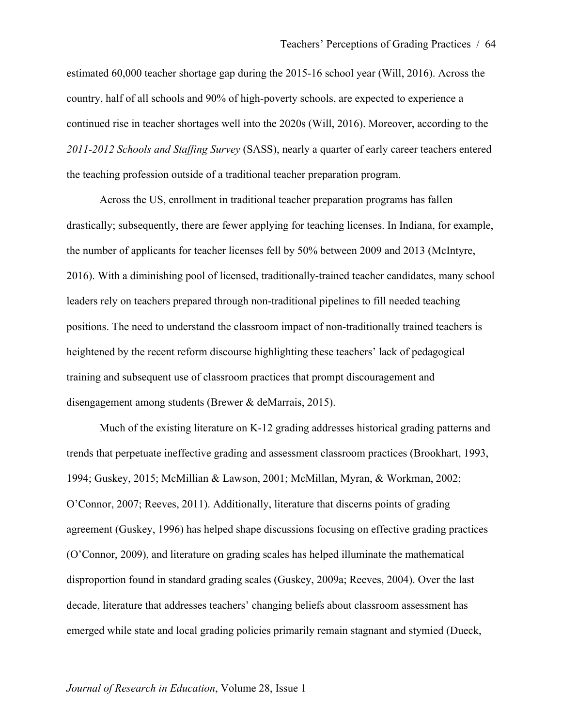estimated 60,000 teacher shortage gap during the 2015-16 school year (Will, 2016). Across the country, half of all schools and 90% of high-poverty schools, are expected to experience a continued rise in teacher shortages well into the 2020s (Will, 2016). Moreover, according to the *2011-2012 Schools and Staffing Survey* (SASS), nearly a quarter of early career teachers entered the teaching profession outside of a traditional teacher preparation program.

Across the US, enrollment in traditional teacher preparation programs has fallen drastically; subsequently, there are fewer applying for teaching licenses. In Indiana, for example, the number of applicants for teacher licenses fell by 50% between 2009 and 2013 (McIntyre, 2016). With a diminishing pool of licensed, traditionally-trained teacher candidates, many school leaders rely on teachers prepared through non-traditional pipelines to fill needed teaching positions. The need to understand the classroom impact of non-traditionally trained teachers is heightened by the recent reform discourse highlighting these teachers' lack of pedagogical training and subsequent use of classroom practices that prompt discouragement and disengagement among students (Brewer & deMarrais, 2015).

Much of the existing literature on K-12 grading addresses historical grading patterns and trends that perpetuate ineffective grading and assessment classroom practices (Brookhart, 1993, 1994; Guskey, 2015; McMillian & Lawson, 2001; McMillan, Myran, & Workman, 2002; O'Connor, 2007; Reeves, 2011). Additionally, literature that discerns points of grading agreement (Guskey, 1996) has helped shape discussions focusing on effective grading practices (O'Connor, 2009), and literature on grading scales has helped illuminate the mathematical disproportion found in standard grading scales (Guskey, 2009a; Reeves, 2004). Over the last decade, literature that addresses teachers' changing beliefs about classroom assessment has emerged while state and local grading policies primarily remain stagnant and stymied (Dueck,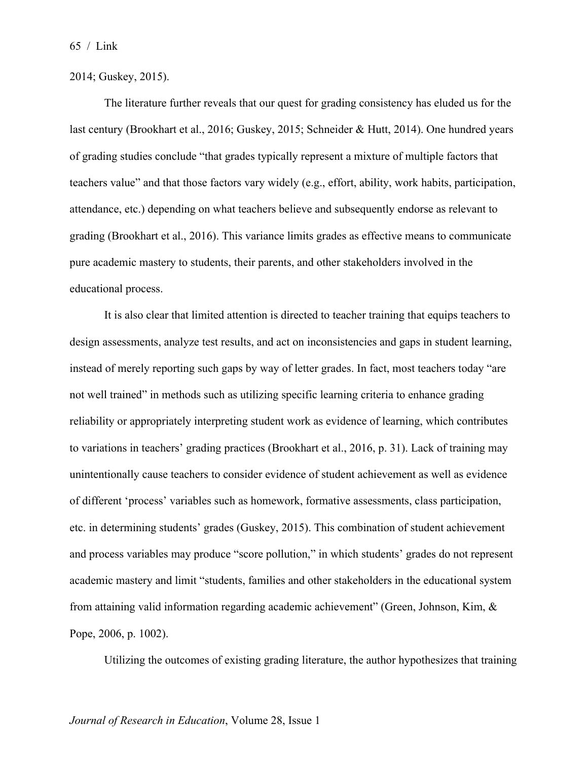2014; Guskey, 2015).

The literature further reveals that our quest for grading consistency has eluded us for the last century (Brookhart et al., 2016; Guskey, 2015; Schneider & Hutt, 2014). One hundred years of grading studies conclude "that grades typically represent a mixture of multiple factors that teachers value" and that those factors vary widely (e.g., effort, ability, work habits, participation, attendance, etc.) depending on what teachers believe and subsequently endorse as relevant to grading (Brookhart et al., 2016). This variance limits grades as effective means to communicate pure academic mastery to students, their parents, and other stakeholders involved in the educational process.

It is also clear that limited attention is directed to teacher training that equips teachers to design assessments, analyze test results, and act on inconsistencies and gaps in student learning, instead of merely reporting such gaps by way of letter grades. In fact, most teachers today "are not well trained" in methods such as utilizing specific learning criteria to enhance grading reliability or appropriately interpreting student work as evidence of learning, which contributes to variations in teachers' grading practices (Brookhart et al., 2016, p. 31). Lack of training may unintentionally cause teachers to consider evidence of student achievement as well as evidence of different 'process' variables such as homework, formative assessments, class participation, etc. in determining students' grades (Guskey, 2015). This combination of student achievement and process variables may produce "score pollution," in which students' grades do not represent academic mastery and limit "students, families and other stakeholders in the educational system from attaining valid information regarding academic achievement" (Green, Johnson, Kim, & Pope, 2006, p. 1002).

Utilizing the outcomes of existing grading literature, the author hypothesizes that training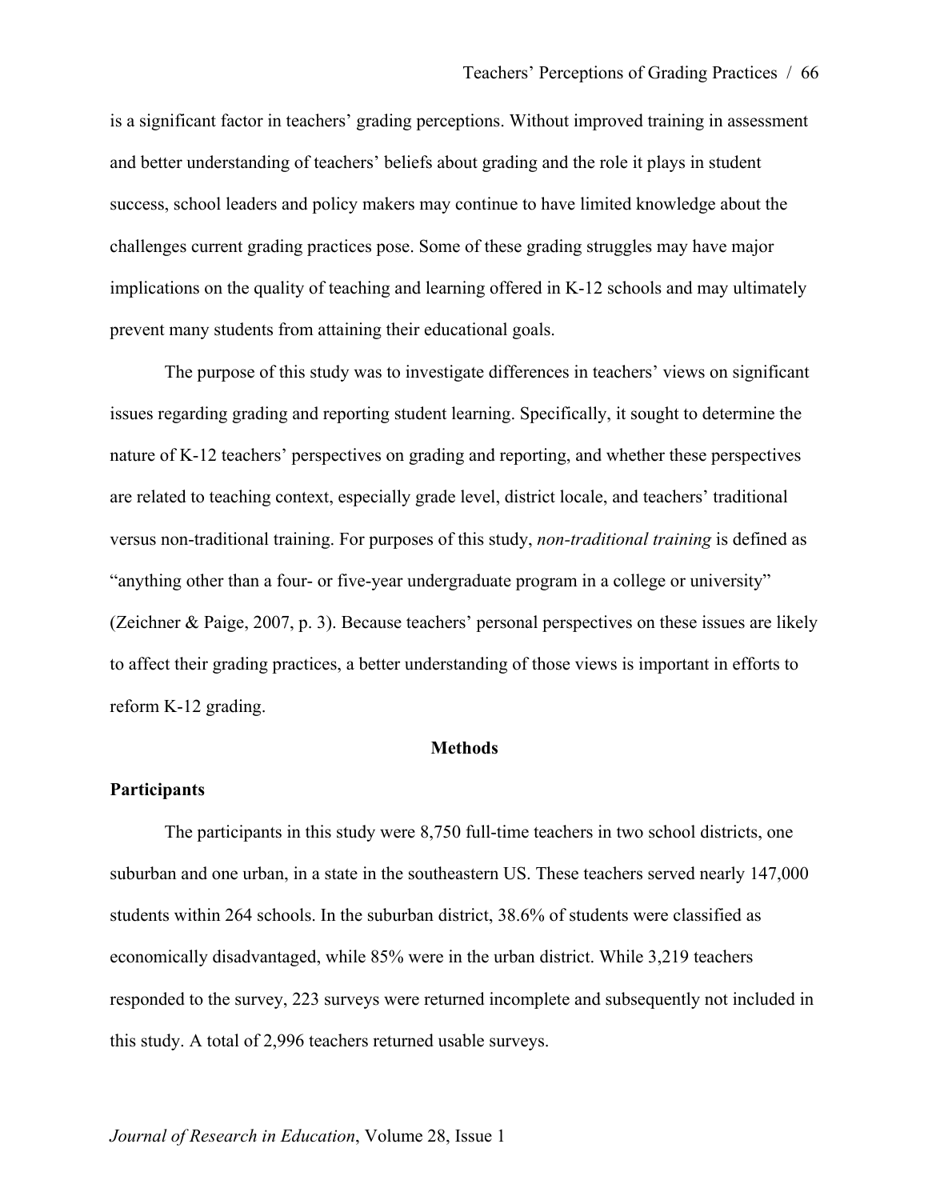is a significant factor in teachers' grading perceptions. Without improved training in assessment and better understanding of teachers' beliefs about grading and the role it plays in student success, school leaders and policy makers may continue to have limited knowledge about the challenges current grading practices pose. Some of these grading struggles may have major implications on the quality of teaching and learning offered in K-12 schools and may ultimately prevent many students from attaining their educational goals.

The purpose of this study was to investigate differences in teachers' views on significant issues regarding grading and reporting student learning. Specifically, it sought to determine the nature of K-12 teachers' perspectives on grading and reporting, and whether these perspectives are related to teaching context, especially grade level, district locale, and teachers' traditional versus non-traditional training. For purposes of this study, *non-traditional training* is defined as "anything other than a four- or five-year undergraduate program in a college or university" (Zeichner & Paige, 2007, p. 3). Because teachers' personal perspectives on these issues are likely to affect their grading practices, a better understanding of those views is important in efforts to reform K-12 grading.

## Methods

### Participants

The participants in this study were 8,750 full-time teachers in two school districts, one suburban and one urban, in a state in the southeastern US. These teachers served nearly 147,000 students within 264 schools. In the suburban district, 38.6% of students were classified as economically disadvantaged, while 85% were in the urban district. While 3,219 teachers responded to the survey, 223 surveys were returned incomplete and subsequently not included in this study. A total of 2,996 teachers returned usable surveys.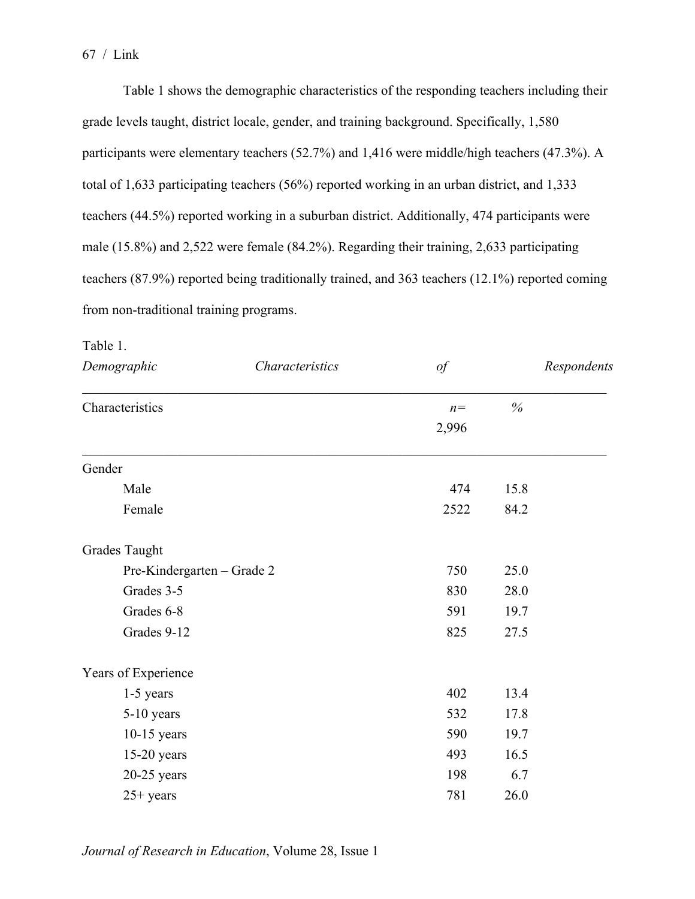Table 1 shows the demographic characteristics of the responding teachers including their grade levels taught, district locale, gender, and training background. Specifically, 1,580 participants were elementary teachers (52.7%) and 1,416 were middle/high teachers (47.3%). A total of 1,633 participating teachers (56%) reported working in an urban district, and 1,333 teachers (44.5%) reported working in a suburban district. Additionally, 474 participants were male (15.8%) and 2,522 were female (84.2%). Regarding their training, 2,633 participating teachers (87.9%) reported being traditionally trained, and 363 teachers (12.1%) reported coming from non-traditional training programs.

Table 1.
*Demographic Characteristics of Respondents*

| Characteristics | *n*= 2,996 | % |
|---|---|---|
| Gender | | |
| Male | 474 | 15.8 |
| Female | 2522 | 84.2 |
| Grades Taught | | |
| Pre-Kindergarten – Grade 2 | 750 | 25.0 |
| Grades 3-5 | 830 | 28.0 |
| Grades 6-8 | 591 | 19.7 |
| Grades 9-12 | 825 | 27.5 |
| Years of Experience | | |
| 1-5 years | 402 | 13.4 |
| 5-10 years | 532 | 17.8 |
| 10-15 years | 590 | 19.7 |
| 15-20 years | 493 | 16.5 |
| 20-25 years | 198 | 6.7 |
| 25+ years | 781 | 26.0 |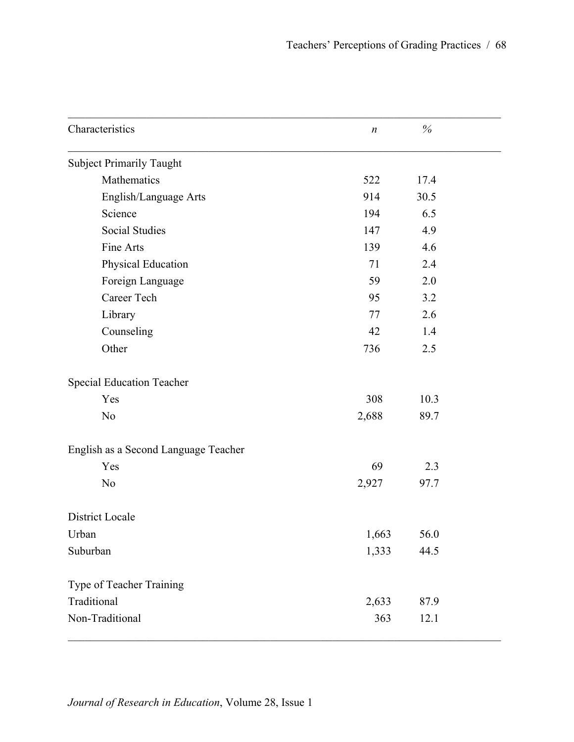| Characteristics | *n* | % |
|---|---|---|
| Subject Primarily Taught | | |
| Mathematics | 522 | 17.4 |
| English/Language Arts | 914 | 30.5 |
| Science | 194 | 6.5 |
| Social Studies | 147 | 4.9 |
| Fine Arts | 139 | 4.6 |
| Physical Education | 71 | 2.4 |
| Foreign Language | 59 | 2.0 |
| Career Tech | 95 | 3.2 |
| Library | 77 | 2.6 |
| Counseling | 42 | 1.4 |
| Other | 736 | 2.5 |
| | | |
| Special Education Teacher | | |
| Yes | 308 | 10.3 |
| No | 2,688 | 89.7 |
| | | |
| English as a Second Language Teacher | | |
| Yes | 69 | 2.3 |
| No | 2,927 | 97.7 |
| | | |
| District Locale | | |
| Urban | 1,663 | 56.0 |
| Suburban | 1,333 | 44.5 |
| | | |
| Type of Teacher Training | | |
| Traditional | 2,633 | 87.9 |
| Non-Traditional | 363 | 12.1 |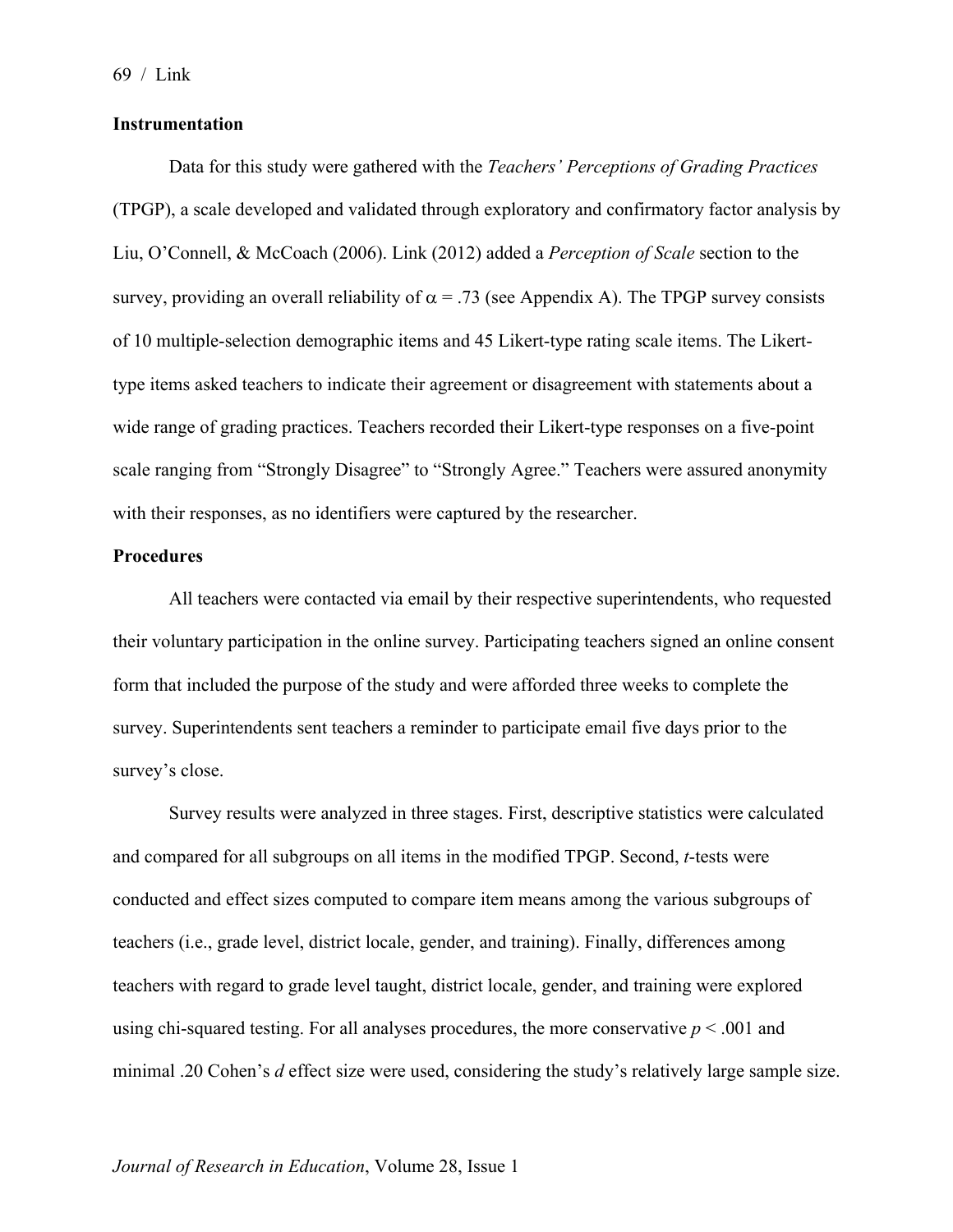## Instrumentation

Data for this study were gathered with the *Teachers' Perceptions of Grading Practices* (TPGP), a scale developed and validated through exploratory and confirmatory factor analysis by Liu, O'Connell, & McCoach (2006). Link (2012) added a *Perception of Scale* section to the survey, providing an overall reliability of $\alpha = .73$ (see Appendix A). The TPGP survey consists of 10 multiple-selection demographic items and 45 Likert-type rating scale items. The Likert-type items asked teachers to indicate their agreement or disagreement with statements about a wide range of grading practices. Teachers recorded their Likert-type responses on a five-point scale ranging from "Strongly Disagree" to "Strongly Agree." Teachers were assured anonymity with their responses, as no identifiers were captured by the researcher.

## Procedures

All teachers were contacted via email by their respective superintendents, who requested their voluntary participation in the online survey. Participating teachers signed an online consent form that included the purpose of the study and were afforded three weeks to complete the survey. Superintendents sent teachers a reminder to participate email five days prior to the survey's close.

Survey results were analyzed in three stages. First, descriptive statistics were calculated and compared for all subgroups on all items in the modified TPGP. Second, *t*-tests were conducted and effect sizes computed to compare item means among the various subgroups of teachers (i.e., grade level, district locale, gender, and training). Finally, differences among teachers with regard to grade level taught, district locale, gender, and training were explored using chi-squared testing. For all analyses procedures, the more conservative $p < .001$ and minimal .20 Cohen's *d* effect size were used, considering the study's relatively large sample size.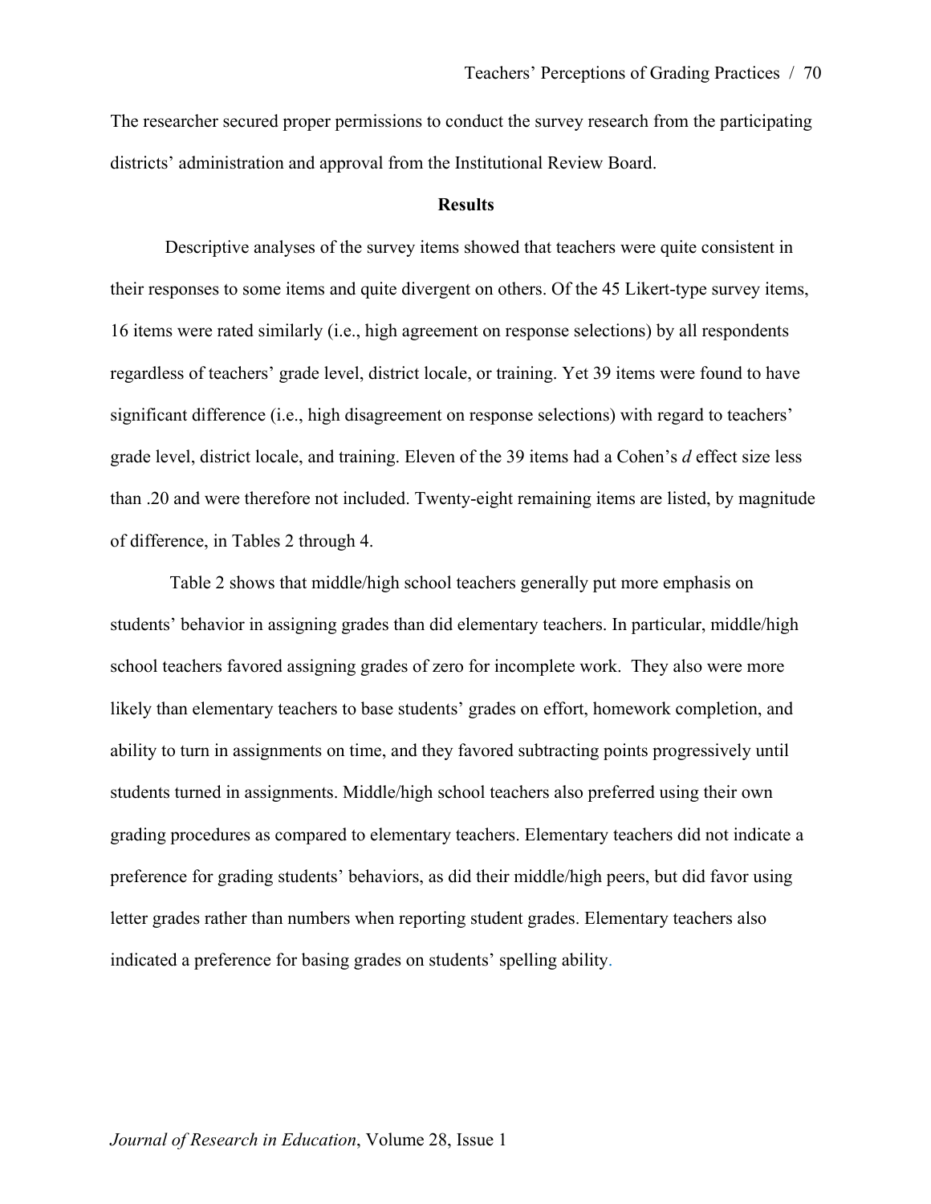The researcher secured proper permissions to conduct the survey research from the participating districts' administration and approval from the Institutional Review Board.

## Results

Descriptive analyses of the survey items showed that teachers were quite consistent in their responses to some items and quite divergent on others. Of the 45 Likert-type survey items, 16 items were rated similarly (i.e., high agreement on response selections) by all respondents regardless of teachers' grade level, district locale, or training. Yet 39 items were found to have significant difference (i.e., high disagreement on response selections) with regard to teachers' grade level, district locale, and training. Eleven of the 39 items had a Cohen's $d$ effect size less than .20 and were therefore not included. Twenty-eight remaining items are listed, by magnitude of difference, in Tables 2 through 4.

Table 2 shows that middle/high school teachers generally put more emphasis on students' behavior in assigning grades than did elementary teachers. In particular, middle/high school teachers favored assigning grades of zero for incomplete work. They also were more likely than elementary teachers to base students' grades on effort, homework completion, and ability to turn in assignments on time, and they favored subtracting points progressively until students turned in assignments. Middle/high school teachers also preferred using their own grading procedures as compared to elementary teachers. Elementary teachers did not indicate a preference for grading students' behaviors, as did their middle/high peers, but did favor using letter grades rather than numbers when reporting student grades. Elementary teachers also indicated a preference for basing grades on students' spelling ability.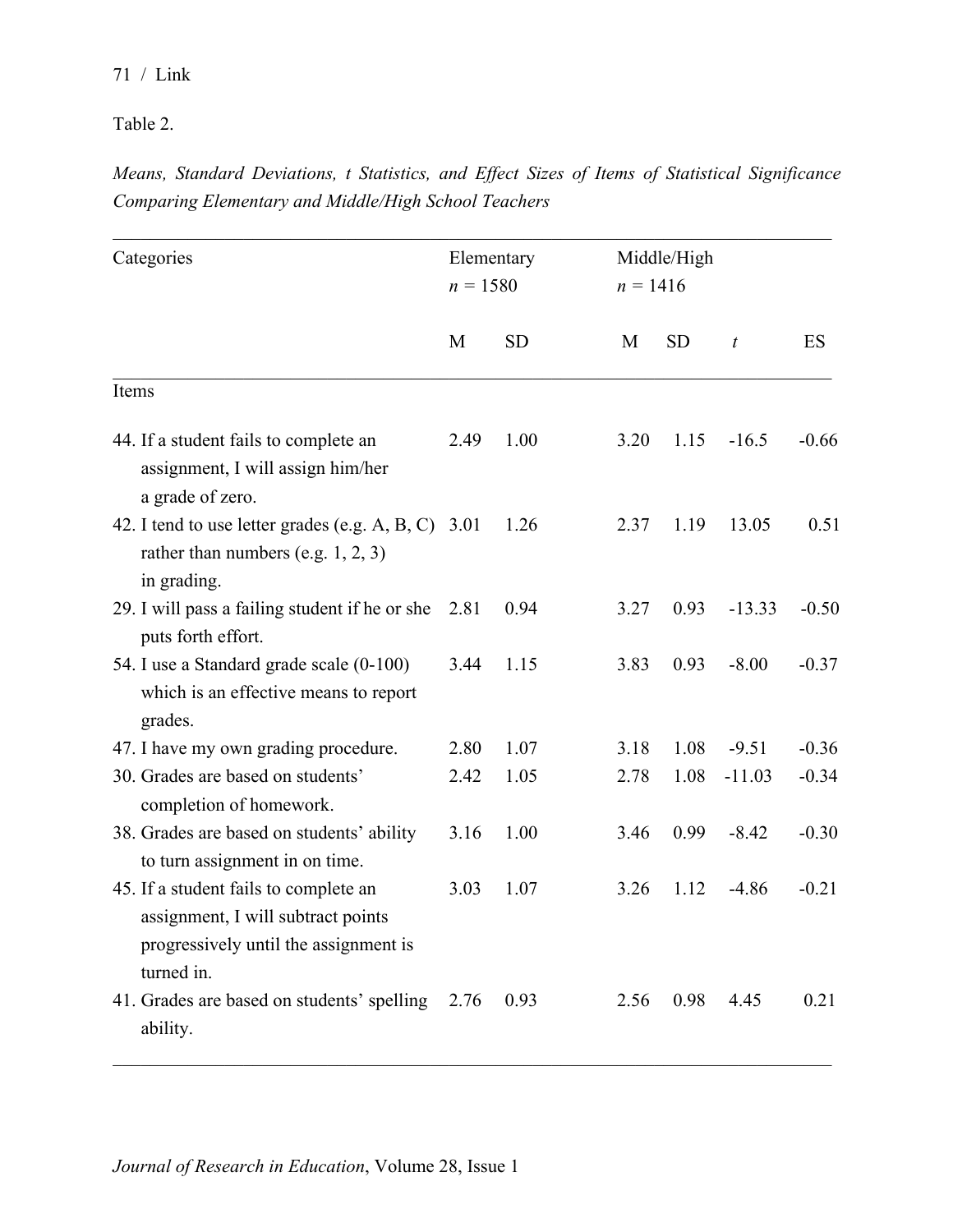Table 2.

*Means, Standard Deviations, t Statistics, and Effect Sizes of Items of Statistical Significance Comparing Elementary and Middle/High School Teachers*

| Categories | Elementary $n$ = 1580 | | Middle/High $n$ = 1416 | | | |
|---|---|---|---|---|---|---|
| | M | SD | M | SD | $t$ | ES |
| Items | | | | | | |
| 44. If a student fails to complete an assignment, I will assign him/her a grade of zero. | 2.49 | 1.00 | 3.20 | 1.15 | -16.5 | -0.66 |
| 42. I tend to use letter grades (e.g. A, B, C) rather than numbers (e.g. 1, 2, 3) in grading. | 3.01 | 1.26 | 2.37 | 1.19 | 13.05 | 0.51 |
| 29. I will pass a failing student if he or she puts forth effort. | 2.81 | 0.94 | 3.27 | 0.93 | -13.33 | -0.50 |
| 54. I use a Standard grade scale (0-100) which is an effective means to report grades. | 3.44 | 1.15 | 3.83 | 0.93 | -8.00 | -0.37 |
| 47. I have my own grading procedure. | 2.80 | 1.07 | 3.18 | 1.08 | -9.51 | -0.36 |
| 30. Grades are based on students' completion of homework. | 2.42 | 1.05 | 2.78 | 1.08 | -11.03 | -0.34 |
| 38. Grades are based on students' ability to turn assignment in on time. | 3.16 | 1.00 | 3.46 | 0.99 | -8.42 | -0.30 |
| 45. If a student fails to complete an assignment, I will subtract points progressively until the assignment is turned in. | 3.03 | 1.07 | 3.26 | 1.12 | -4.86 | -0.21 |
| 41. Grades are based on students' spelling ability. | 2.76 | 0.93 | 2.56 | 0.98 | 4.45 | 0.21 |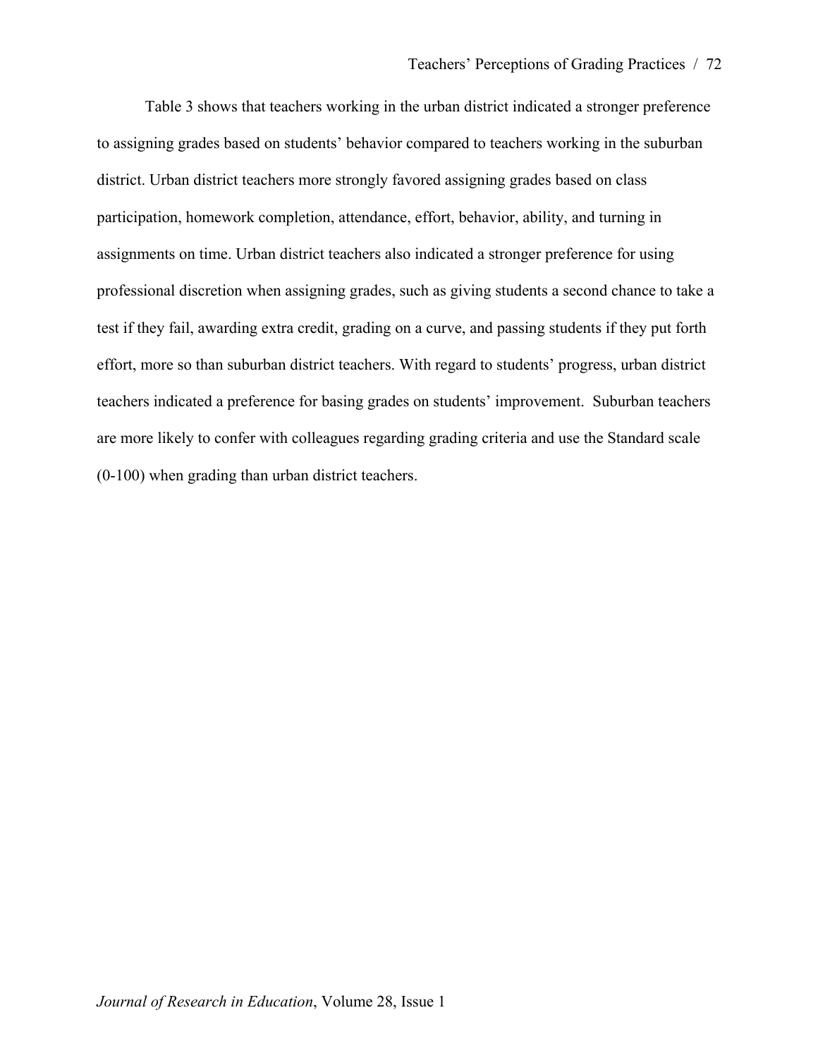Table 3 shows that teachers working in the urban district indicated a stronger preference to assigning grades based on students' behavior compared to teachers working in the suburban district. Urban district teachers more strongly favored assigning grades based on class participation, homework completion, attendance, effort, behavior, ability, and turning in assignments on time. Urban district teachers also indicated a stronger preference for using professional discretion when assigning grades, such as giving students a second chance to take a test if they fail, awarding extra credit, grading on a curve, and passing students if they put forth effort, more so than suburban district teachers. With regard to students' progress, urban district teachers indicated a preference for basing grades on students' improvement. Suburban teachers are more likely to confer with colleagues regarding grading criteria and use the Standard scale (0-100) when grading than urban district teachers.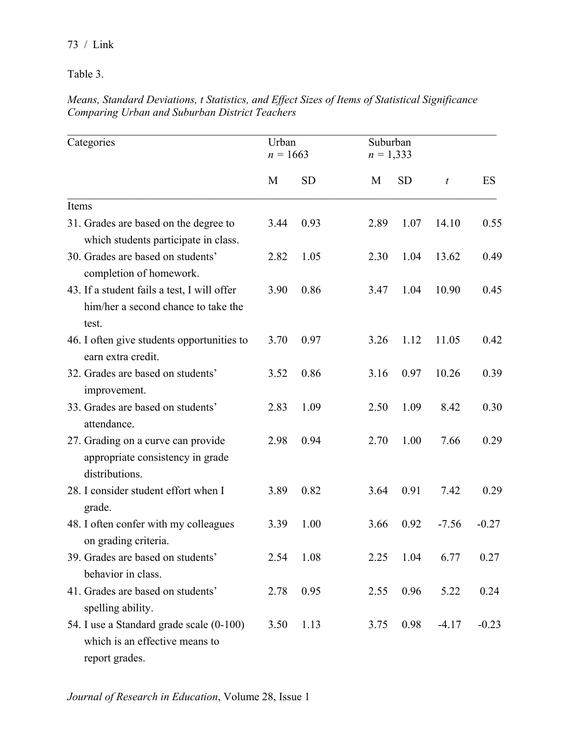Table 3.

*Means, Standard Deviations, t Statistics, and Effect Sizes of Items of Statistical Significance Comparing Urban and Suburban District Teachers*

| Categories | Urban $n$ = 1663 | | Suburban $n$ = 1,333 | | | |
|---|---|---|---|---|---|---|
| | M | SD | M | SD | $t$ | ES |
| Items | | | | | | |
| 31. Grades are based on the degree to which students participate in class. | 3.44 | 0.93 | 2.89 | 1.07 | 14.10 | 0.55 |
| 30. Grades are based on students' completion of homework. | 2.82 | 1.05 | 2.30 | 1.04 | 13.62 | 0.49 |
| 43. If a student fails a test, I will offer him/her a second chance to take the test. | 3.90 | 0.86 | 3.47 | 1.04 | 10.90 | 0.45 |
| 46. I often give students opportunities to earn extra credit. | 3.70 | 0.97 | 3.26 | 1.12 | 11.05 | 0.42 |
| 32. Grades are based on students' improvement. | 3.52 | 0.86 | 3.16 | 0.97 | 10.26 | 0.39 |
| 33. Grades are based on students' attendance. | 2.83 | 1.09 | 2.50 | 1.09 | 8.42 | 0.30 |
| 27. Grading on a curve can provide appropriate consistency in grade distributions. | 2.98 | 0.94 | 2.70 | 1.00 | 7.66 | 0.29 |
| 28. I consider student effort when I grade. | 3.89 | 0.82 | 3.64 | 0.91 | 7.42 | 0.29 |
| 48. I often confer with my colleagues on grading criteria. | 3.39 | 1.00 | 3.66 | 0.92 | -7.56 | -0.27 |
| 39. Grades are based on students' behavior in class. | 2.54 | 1.08 | 2.25 | 1.04 | 6.77 | 0.27 |
| 41. Grades are based on students' spelling ability. | 2.78 | 0.95 | 2.55 | 0.96 | 5.22 | 0.24 |
| 54. I use a Standard grade scale (0-100) which is an effective means to report grades. | 3.50 | 1.13 | 3.75 | 0.98 | -4.17 | -0.23 |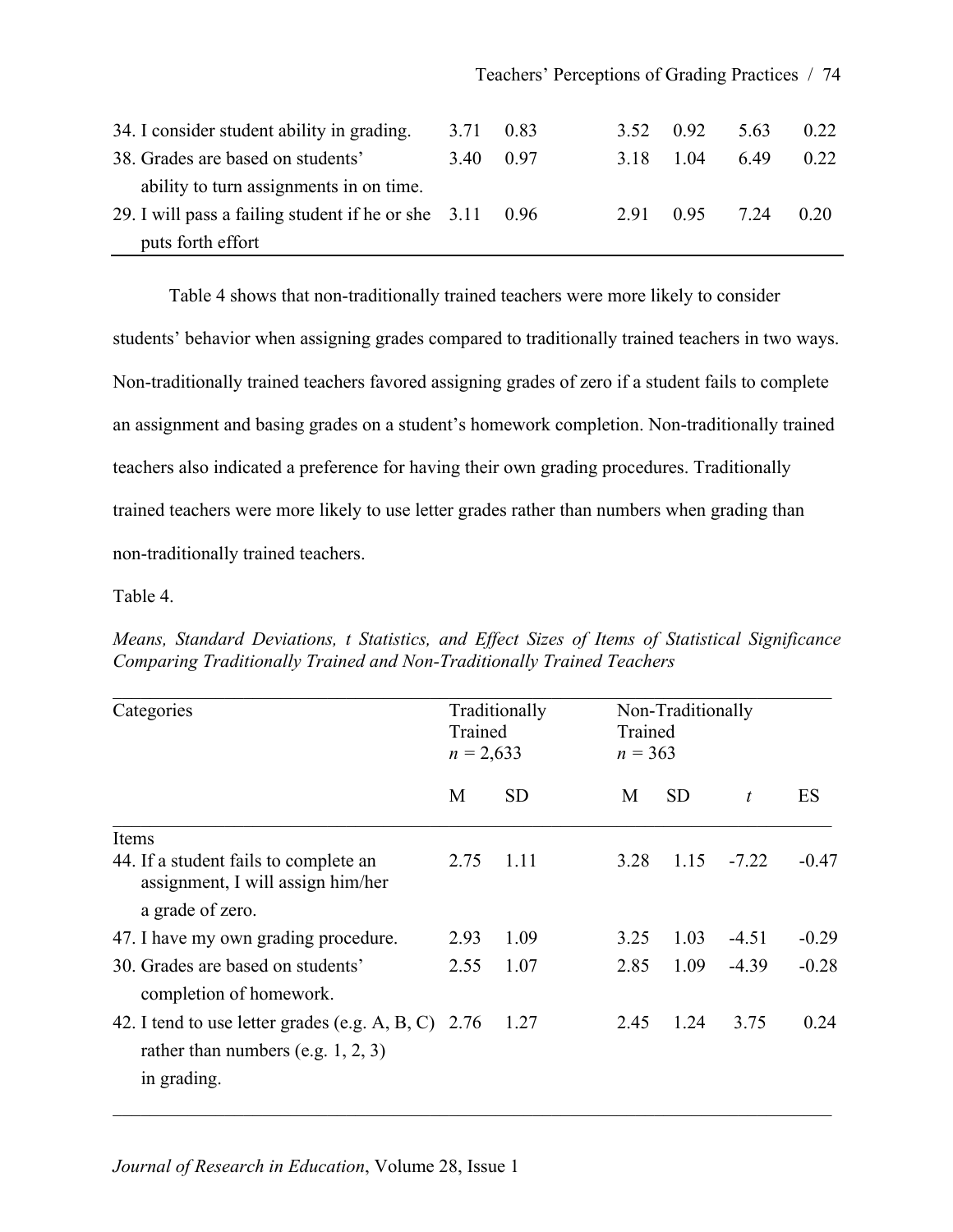| | | | | | | |
|---|---|---|---|---|---|---|
| 34. I consider student ability in grading. | 3.71 | 0.83 | 3.52 | 0.92 | 5.63 | 0.22 |
| 38. Grades are based on students' ability to turn assignments in on time. | 3.40 | 0.97 | 3.18 | 1.04 | 6.49 | 0.22 |
| 29. I will pass a failing student if he or she puts forth effort | 3.11 | 0.96 | 2.91 | 0.95 | 7.24 | 0.20 |

Table 4 shows that non-traditionally trained teachers were more likely to consider students' behavior when assigning grades compared to traditionally trained teachers in two ways. Non-traditionally trained teachers favored assigning grades of zero if a student fails to complete an assignment and basing grades on a student's homework completion. Non-traditionally trained teachers also indicated a preference for having their own grading procedures. Traditionally trained teachers were more likely to use letter grades rather than numbers when grading than non-traditionally trained teachers.

Table 4.

*Means, Standard Deviations, t Statistics, and Effect Sizes of Items of Statistical Significance Comparing Traditionally Trained and Non-Traditionally Trained Teachers*

| Categories | Traditionally Trained $n$ = 2,633 | | Non-Traditionally Trained $n$ = 363 | | | |
|---|---|---|---|---|---|---|
| | M | SD | M | SD | $t$ | ES |
| Items | | | | | | |
| 44. If a student fails to complete an assignment, I will assign him/her a grade of zero. | 2.75 | 1.11 | 3.28 | 1.15 | -7.22 | -0.47 |
| 47. I have my own grading procedure. | 2.93 | 1.09 | 3.25 | 1.03 | -4.51 | -0.29 |
| 30. Grades are based on students' completion of homework. | 2.55 | 1.07 | 2.85 | 1.09 | -4.39 | -0.28 |
| 42. I tend to use letter grades (e.g. A, B, C) rather than numbers (e.g. 1, 2, 3) in grading. | 2.76 | 1.27 | 2.45 | 1.24 | 3.75 | 0.24 |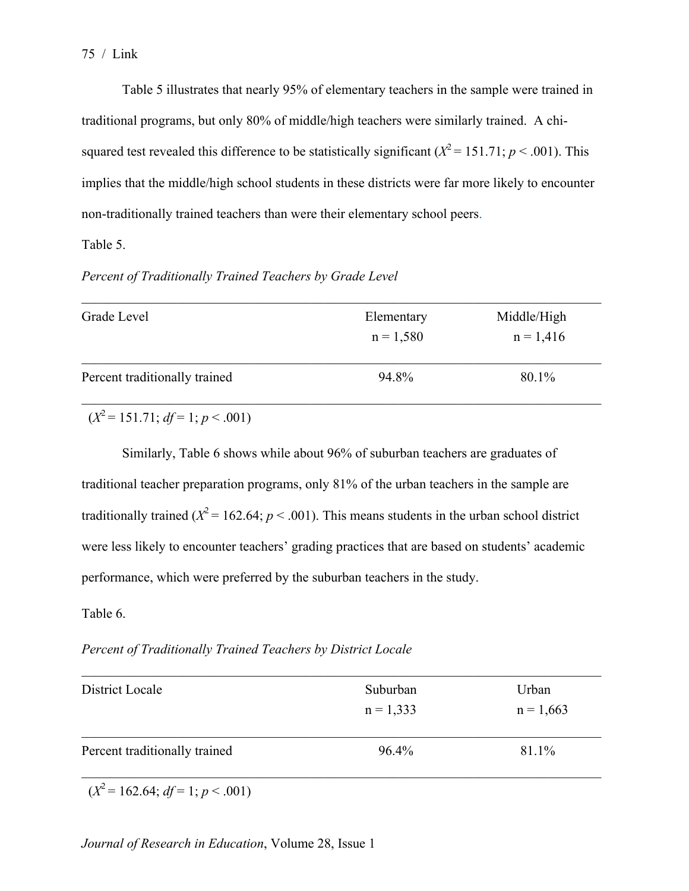Table 5 illustrates that nearly 95% of elementary teachers in the sample were trained in traditional programs, but only 80% of middle/high teachers were similarly trained. A chi-squared test revealed this difference to be statistically significant ($X^2 = 151.71$; $p < .001$). This implies that the middle/high school students in these districts were far more likely to encounter non-traditionally trained teachers than were their elementary school peers.

Table 5.

*Percent of Traditionally Trained Teachers by Grade Level*

| Grade Level | Elementary n = 1,580 | Middle/High n = 1,416 |
|---|---|---|
| Percent traditionally trained | 94.8% | 80.1% |

($X^2 = 151.71$; $df = 1$; $p < .001$)

Similarly, Table 6 shows while about 96% of suburban teachers are graduates of traditional teacher preparation programs, only 81% of the urban teachers in the sample are traditionally trained ($X^2 = 162.64$; $p < .001$). This means students in the urban school district were less likely to encounter teachers' grading practices that are based on students' academic performance, which were preferred by the suburban teachers in the study.

Table 6.

*Percent of Traditionally Trained Teachers by District Locale*

| District Locale | Suburban n = 1,333 | Urban n = 1,663 |
|---|---|---|
| Percent traditionally trained | 96.4% | 81.1% |

($X^2 = 162.64$; $df = 1$; $p < .001$)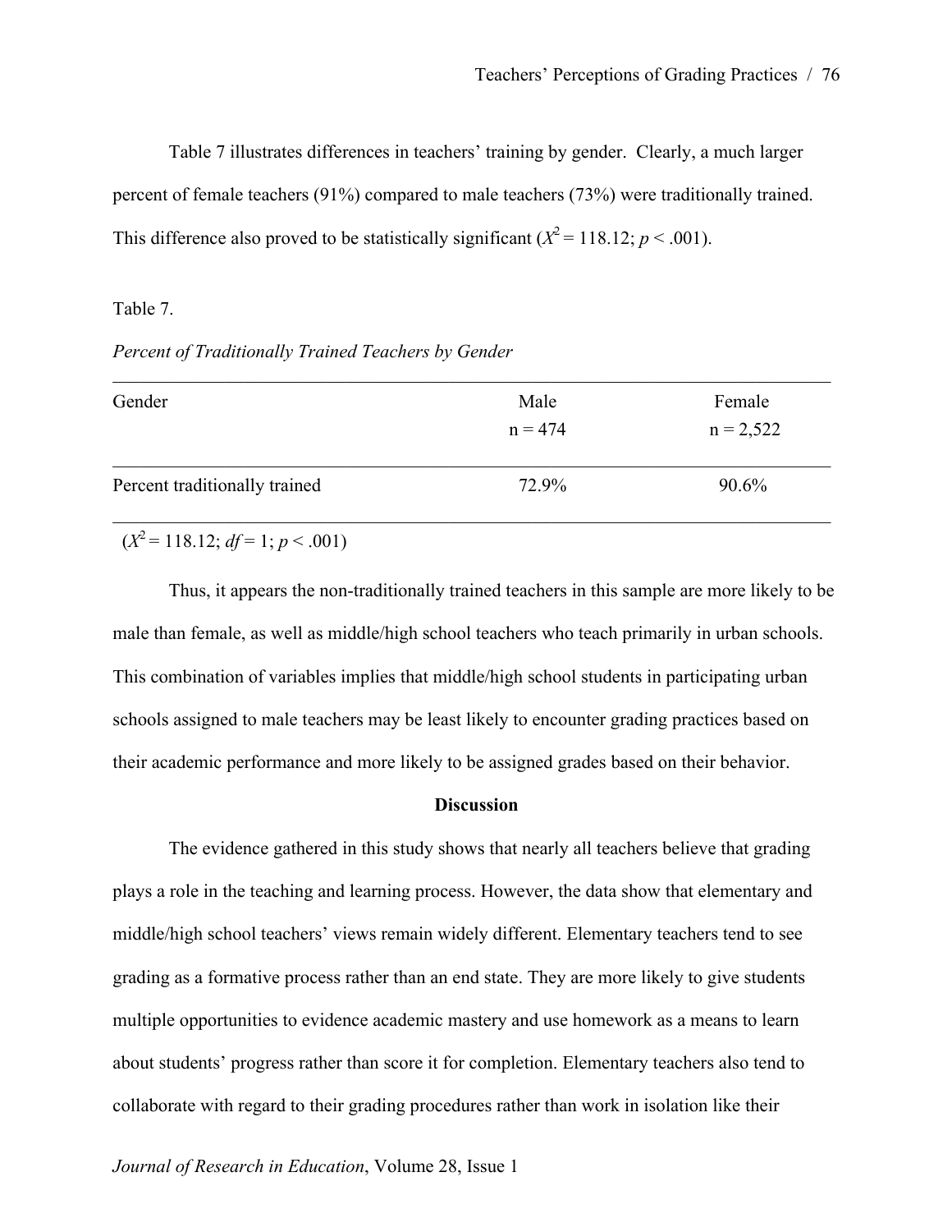Table 7 illustrates differences in teachers' training by gender. Clearly, a much larger percent of female teachers (91%) compared to male teachers (73%) were traditionally trained. This difference also proved to be statistically significant ($X^2 = 118.12$; $p < .001$).

Table 7.

*Percent of Traditionally Trained Teachers by Gender*

| Gender | Male<br>n = 474 | Female<br>n = 2,522 |
|---|---|---|
| Percent traditionally trained | 72.9% | 90.6% |

($X^2 = 118.12$; $df = 1$; $p < .001$)

Thus, it appears the non-traditionally trained teachers in this sample are more likely to be male than female, as well as middle/high school teachers who teach primarily in urban schools. This combination of variables implies that middle/high school students in participating urban schools assigned to male teachers may be least likely to encounter grading practices based on their academic performance and more likely to be assigned grades based on their behavior.

## Discussion

The evidence gathered in this study shows that nearly all teachers believe that grading plays a role in the teaching and learning process. However, the data show that elementary and middle/high school teachers' views remain widely different. Elementary teachers tend to see grading as a formative process rather than an end state. They are more likely to give students multiple opportunities to evidence academic mastery and use homework as a means to learn about students' progress rather than score it for completion. Elementary teachers also tend to collaborate with regard to their grading procedures rather than work in isolation like their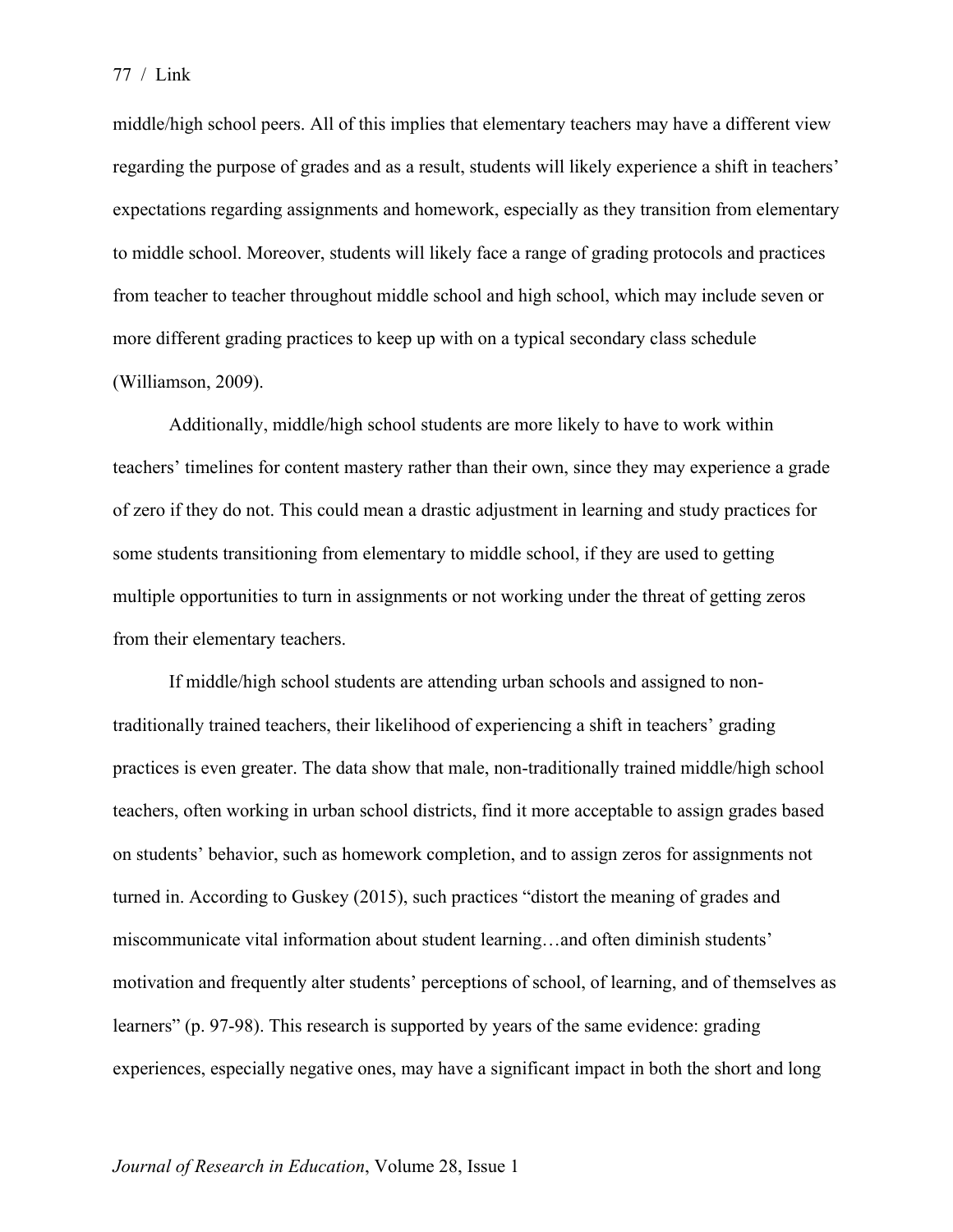middle/high school peers. All of this implies that elementary teachers may have a different view regarding the purpose of grades and as a result, students will likely experience a shift in teachers' expectations regarding assignments and homework, especially as they transition from elementary to middle school. Moreover, students will likely face a range of grading protocols and practices from teacher to teacher throughout middle school and high school, which may include seven or more different grading practices to keep up with on a typical secondary class schedule (Williamson, 2009).

Additionally, middle/high school students are more likely to have to work within teachers' timelines for content mastery rather than their own, since they may experience a grade of zero if they do not. This could mean a drastic adjustment in learning and study practices for some students transitioning from elementary to middle school, if they are used to getting multiple opportunities to turn in assignments or not working under the threat of getting zeros from their elementary teachers.

If middle/high school students are attending urban schools and assigned to non-traditionally trained teachers, their likelihood of experiencing a shift in teachers' grading practices is even greater. The data show that male, non-traditionally trained middle/high school teachers, often working in urban school districts, find it more acceptable to assign grades based on students' behavior, such as homework completion, and to assign zeros for assignments not turned in. According to Guskey (2015), such practices "distort the meaning of grades and miscommunicate vital information about student learning…and often diminish students' motivation and frequently alter students' perceptions of school, of learning, and of themselves as learners" (p. 97-98). This research is supported by years of the same evidence: grading experiences, especially negative ones, may have a significant impact in both the short and long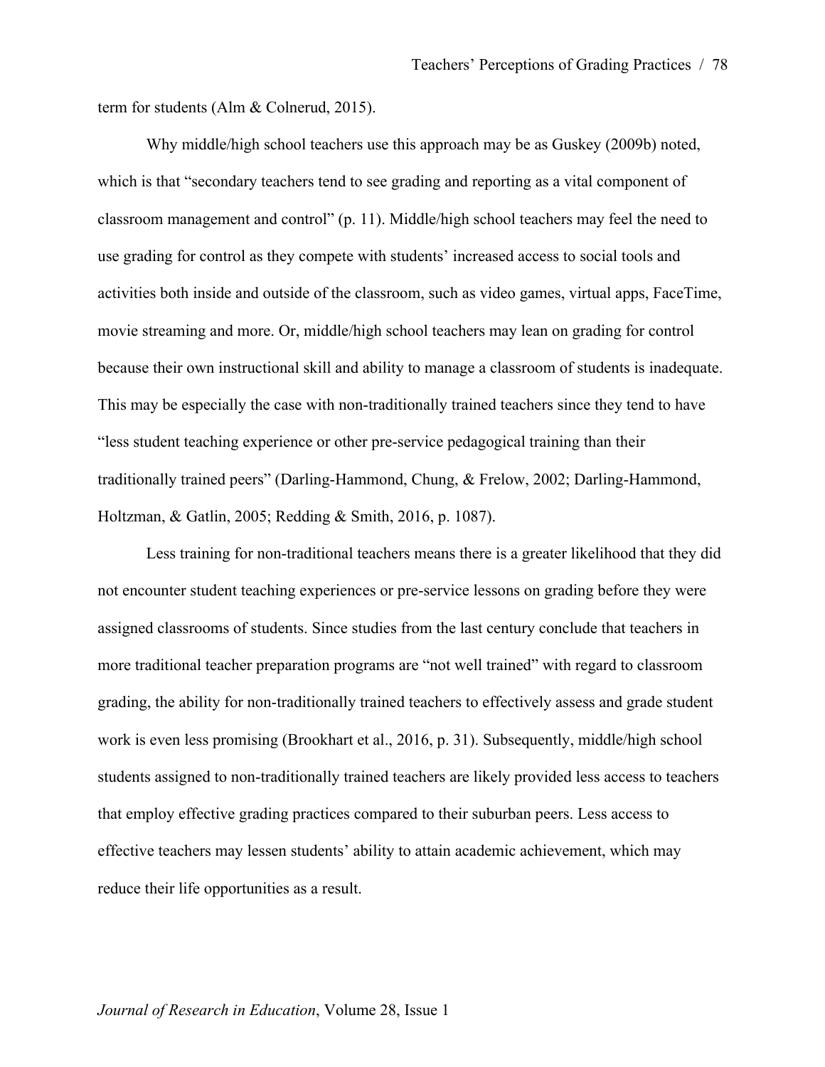term for students (Alm & Colnerud, 2015).

Why middle/high school teachers use this approach may be as Guskey (2009b) noted, which is that "secondary teachers tend to see grading and reporting as a vital component of classroom management and control" (p. 11). Middle/high school teachers may feel the need to use grading for control as they compete with students' increased access to social tools and activities both inside and outside of the classroom, such as video games, virtual apps, FaceTime, movie streaming and more. Or, middle/high school teachers may lean on grading for control because their own instructional skill and ability to manage a classroom of students is inadequate. This may be especially the case with non-traditionally trained teachers since they tend to have "less student teaching experience or other pre-service pedagogical training than their traditionally trained peers" (Darling-Hammond, Chung, & Frelow, 2002; Darling-Hammond, Holtzman, & Gatlin, 2005; Redding & Smith, 2016, p. 1087).

Less training for non-traditional teachers means there is a greater likelihood that they did not encounter student teaching experiences or pre-service lessons on grading before they were assigned classrooms of students. Since studies from the last century conclude that teachers in more traditional teacher preparation programs are "not well trained" with regard to classroom grading, the ability for non-traditionally trained teachers to effectively assess and grade student work is even less promising (Brookhart et al., 2016, p. 31). Subsequently, middle/high school students assigned to non-traditionally trained teachers are likely provided less access to teachers that employ effective grading practices compared to their suburban peers. Less access to effective teachers may lessen students' ability to attain academic achievement, which may reduce their life opportunities as a result.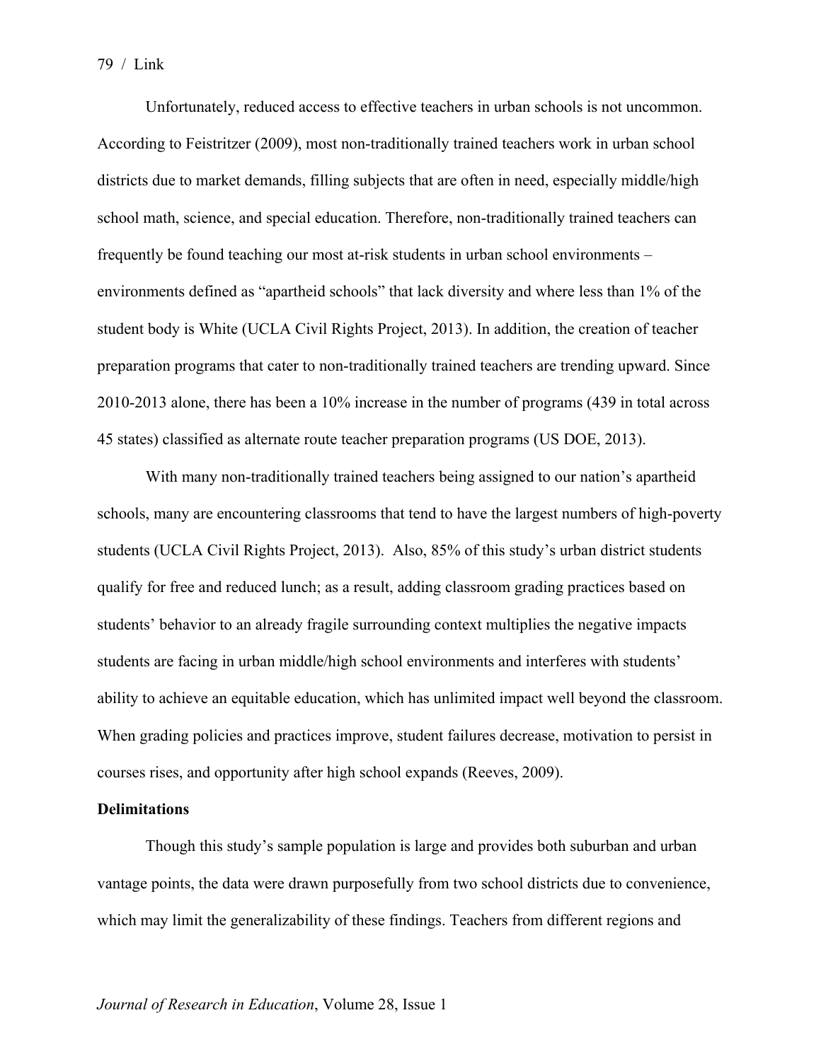Unfortunately, reduced access to effective teachers in urban schools is not uncommon. According to Feistritzer (2009), most non-traditionally trained teachers work in urban school districts due to market demands, filling subjects that are often in need, especially middle/high school math, science, and special education. Therefore, non-traditionally trained teachers can frequently be found teaching our most at-risk students in urban school environments – environments defined as "apartheid schools" that lack diversity and where less than 1% of the student body is White (UCLA Civil Rights Project, 2013). In addition, the creation of teacher preparation programs that cater to non-traditionally trained teachers are trending upward. Since 2010-2013 alone, there has been a 10% increase in the number of programs (439 in total across 45 states) classified as alternate route teacher preparation programs (US DOE, 2013).

With many non-traditionally trained teachers being assigned to our nation's apartheid schools, many are encountering classrooms that tend to have the largest numbers of high-poverty students (UCLA Civil Rights Project, 2013). Also, 85% of this study's urban district students qualify for free and reduced lunch; as a result, adding classroom grading practices based on students' behavior to an already fragile surrounding context multiplies the negative impacts students are facing in urban middle/high school environments and interferes with students' ability to achieve an equitable education, which has unlimited impact well beyond the classroom. When grading policies and practices improve, student failures decrease, motivation to persist in courses rises, and opportunity after high school expands (Reeves, 2009).

**Delimitations**

Though this study's sample population is large and provides both suburban and urban vantage points, the data were drawn purposefully from two school districts due to convenience, which may limit the generalizability of these findings. Teachers from different regions and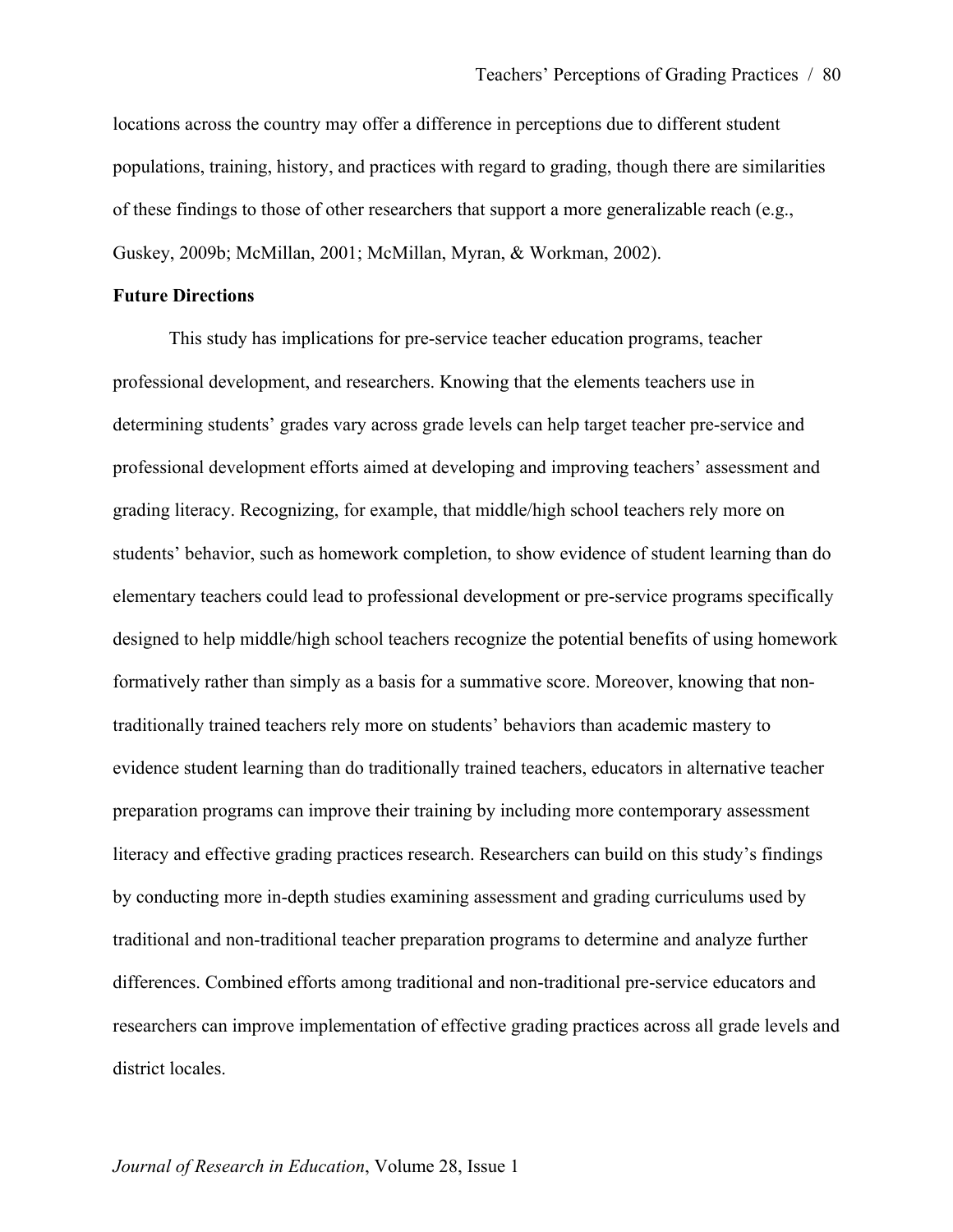locations across the country may offer a difference in perceptions due to different student populations, training, history, and practices with regard to grading, though there are similarities of these findings to those of other researchers that support a more generalizable reach (e.g., Guskey, 2009b; McMillan, 2001; McMillan, Myran, & Workman, 2002).

**Future Directions**

This study has implications for pre-service teacher education programs, teacher professional development, and researchers. Knowing that the elements teachers use in determining students' grades vary across grade levels can help target teacher pre-service and professional development efforts aimed at developing and improving teachers' assessment and grading literacy. Recognizing, for example, that middle/high school teachers rely more on students' behavior, such as homework completion, to show evidence of student learning than do elementary teachers could lead to professional development or pre-service programs specifically designed to help middle/high school teachers recognize the potential benefits of using homework formatively rather than simply as a basis for a summative score. Moreover, knowing that non-traditionally trained teachers rely more on students' behaviors than academic mastery to evidence student learning than do traditionally trained teachers, educators in alternative teacher preparation programs can improve their training by including more contemporary assessment literacy and effective grading practices research. Researchers can build on this study's findings by conducting more in-depth studies examining assessment and grading curriculums used by traditional and non-traditional teacher preparation programs to determine and analyze further differences. Combined efforts among traditional and non-traditional pre-service educators and researchers can improve implementation of effective grading practices across all grade levels and district locales.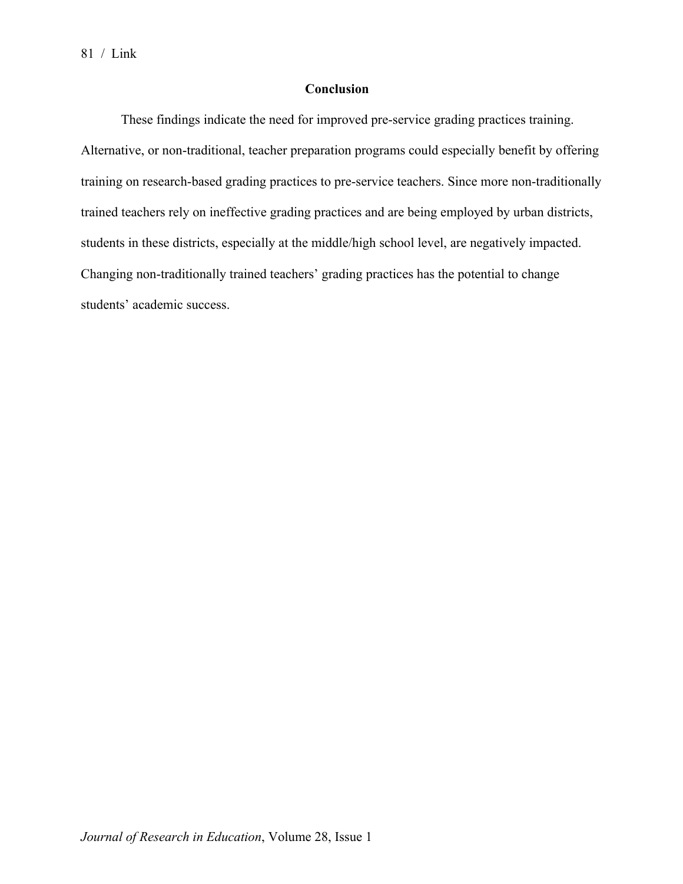## Conclusion

These findings indicate the need for improved pre-service grading practices training. Alternative, or non-traditional, teacher preparation programs could especially benefit by offering training on research-based grading practices to pre-service teachers. Since more non-traditionally trained teachers rely on ineffective grading practices and are being employed by urban districts, students in these districts, especially at the middle/high school level, are negatively impacted. Changing non-traditionally trained teachers' grading practices has the potential to change students' academic success.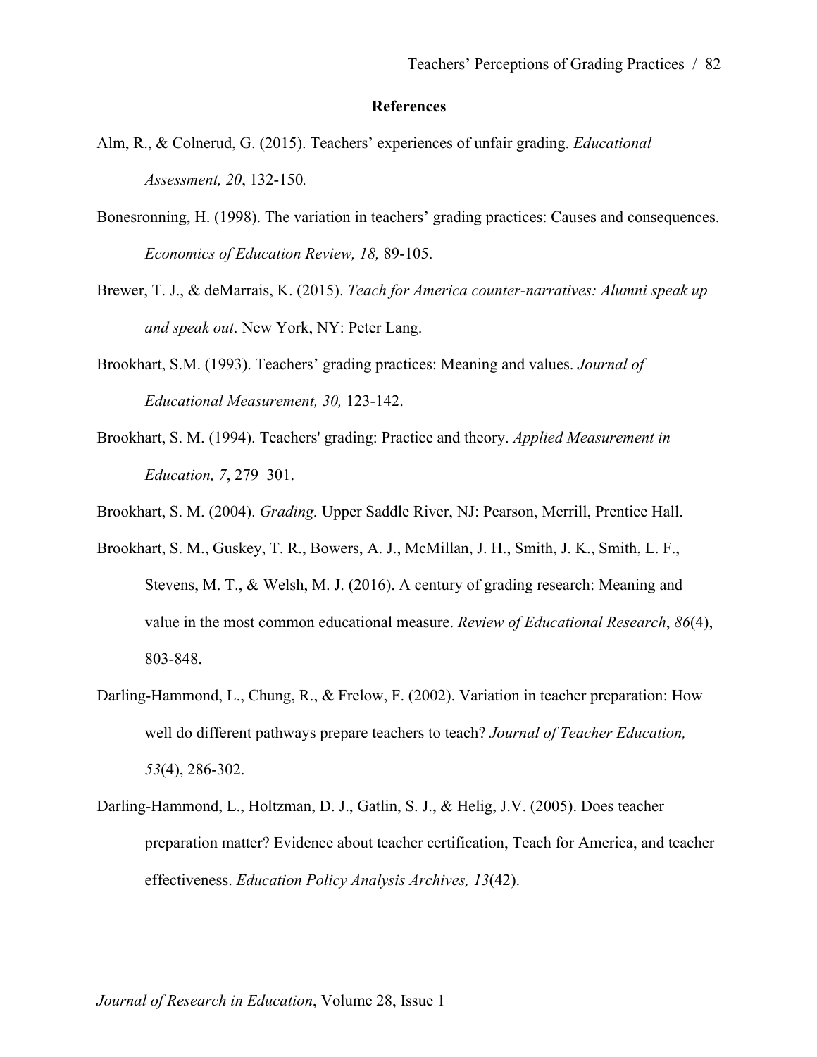## References

Alm, R., & Colnerud, G. (2015). Teachers' experiences of unfair grading. *Educational Assessment, 20*, 132-150*.*

Bonesronning, H. (1998). The variation in teachers' grading practices: Causes and consequences. *Economics of Education Review, 18,* 89-105.

Brewer, T. J., & deMarrais, K. (2015). *Teach for America counter-narratives: Alumni speak up and speak out*. New York, NY: Peter Lang.

Brookhart, S.M. (1993). Teachers' grading practices: Meaning and values. *Journal of Educational Measurement, 30,* 123-142.

Brookhart, S. M. (1994). Teachers' grading: Practice and theory. *Applied Measurement in Education, 7*, 279–301.

Brookhart, S. M. (2004). *Grading.* Upper Saddle River, NJ: Pearson, Merrill, Prentice Hall.

Brookhart, S. M., Guskey, T. R., Bowers, A. J., McMillan, J. H., Smith, J. K., Smith, L. F., Stevens, M. T., & Welsh, M. J. (2016). A century of grading research: Meaning and value in the most common educational measure. *Review of Educational Research*, *86*(4), 803-848.

Darling-Hammond, L., Chung, R., & Frelow, F. (2002). Variation in teacher preparation: How well do different pathways prepare teachers to teach? *Journal of Teacher Education, 53*(4), 286-302.

Darling-Hammond, L., Holtzman, D. J., Gatlin, S. J., & Helig, J.V. (2005). Does teacher preparation matter? Evidence about teacher certification, Teach for America, and teacher effectiveness. *Education Policy Analysis Archives, 13*(42).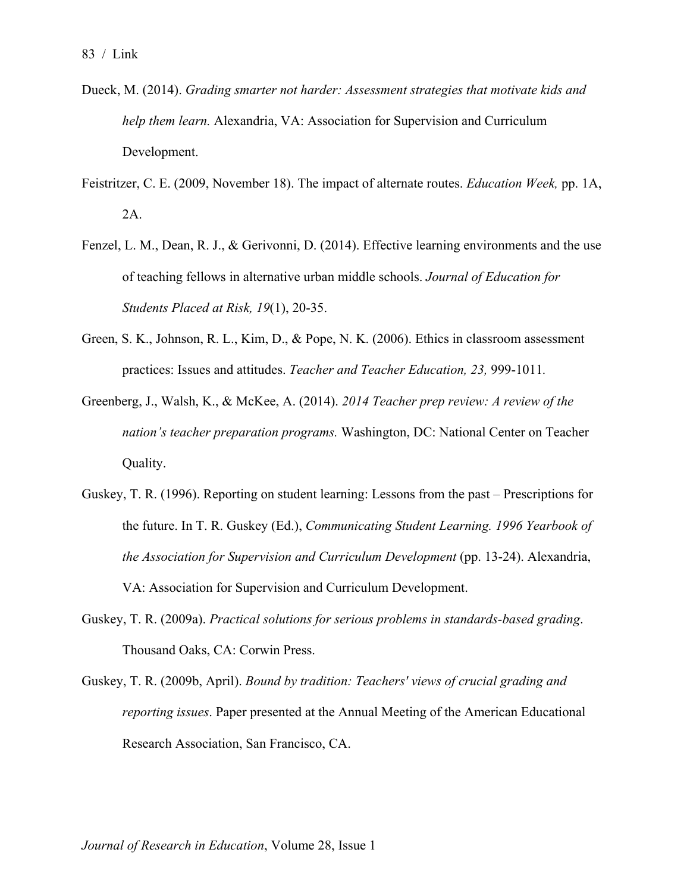Dueck, M. (2014). *Grading smarter not harder: Assessment strategies that motivate kids and help them learn.* Alexandria, VA: Association for Supervision and Curriculum Development.

Feistritzer, C. E. (2009, November 18). The impact of alternate routes. *Education Week,* pp. 1A, 2A.

Fenzel, L. M., Dean, R. J., & Gerivonni, D. (2014). Effective learning environments and the use of teaching fellows in alternative urban middle schools. *Journal of Education for Students Placed at Risk, 19*(1), 20-35.

Green, S. K., Johnson, R. L., Kim, D., & Pope, N. K. (2006). Ethics in classroom assessment practices: Issues and attitudes. *Teacher and Teacher Education, 23,* 999-1011.

Greenberg, J., Walsh, K., & McKee, A. (2014). *2014 Teacher prep review: A review of the nation's teacher preparation programs.* Washington, DC: National Center on Teacher Quality.

Guskey, T. R. (1996). Reporting on student learning: Lessons from the past – Prescriptions for the future. In T. R. Guskey (Ed.), *Communicating Student Learning. 1996 Yearbook of the Association for Supervision and Curriculum Development* (pp. 13-24). Alexandria, VA: Association for Supervision and Curriculum Development.

Guskey, T. R. (2009a). *Practical solutions for serious problems in standards-based grading*. Thousand Oaks, CA: Corwin Press.

Guskey, T. R. (2009b, April). *Bound by tradition: Teachers' views of crucial grading and reporting issues*. Paper presented at the Annual Meeting of the American Educational Research Association, San Francisco, CA.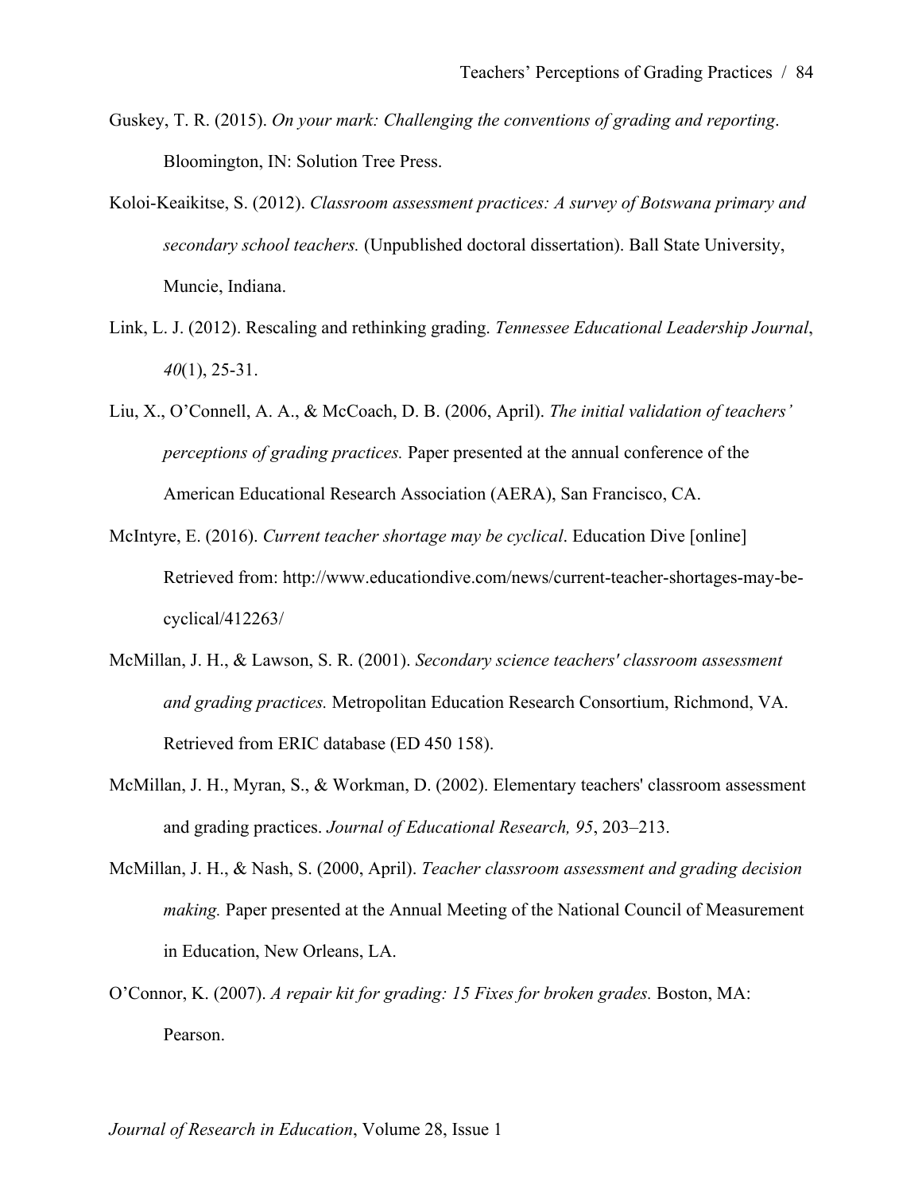Guskey, T. R. (2015). *On your mark: Challenging the conventions of grading and reporting*. Bloomington, IN: Solution Tree Press.

Koloi-Keaikitse, S. (2012). *Classroom assessment practices: A survey of Botswana primary and secondary school teachers.* (Unpublished doctoral dissertation). Ball State University, Muncie, Indiana.

Link, L. J. (2012). Rescaling and rethinking grading. *Tennessee Educational Leadership Journal*, *40*(1), 25-31.

Liu, X., O'Connell, A. A., & McCoach, D. B. (2006, April). *The initial validation of teachers' perceptions of grading practices.* Paper presented at the annual conference of the American Educational Research Association (AERA), San Francisco, CA.

McIntyre, E. (2016). *Current teacher shortage may be cyclical*. Education Dive [online] Retrieved from: http://www.educationdive.com/news/current-teacher-shortages-may-be-cyclical/412263/

McMillan, J. H., & Lawson, S. R. (2001). *Secondary science teachers' classroom assessment and grading practices.* Metropolitan Education Research Consortium, Richmond, VA. Retrieved from ERIC database (ED 450 158).

McMillan, J. H., Myran, S., & Workman, D. (2002). Elementary teachers' classroom assessment and grading practices. *Journal of Educational Research, 95*, 203–213.

McMillan, J. H., & Nash, S. (2000, April). *Teacher classroom assessment and grading decision making.* Paper presented at the Annual Meeting of the National Council of Measurement in Education, New Orleans, LA.

O'Connor, K. (2007). *A repair kit for grading: 15 Fixes for broken grades.* Boston, MA: Pearson.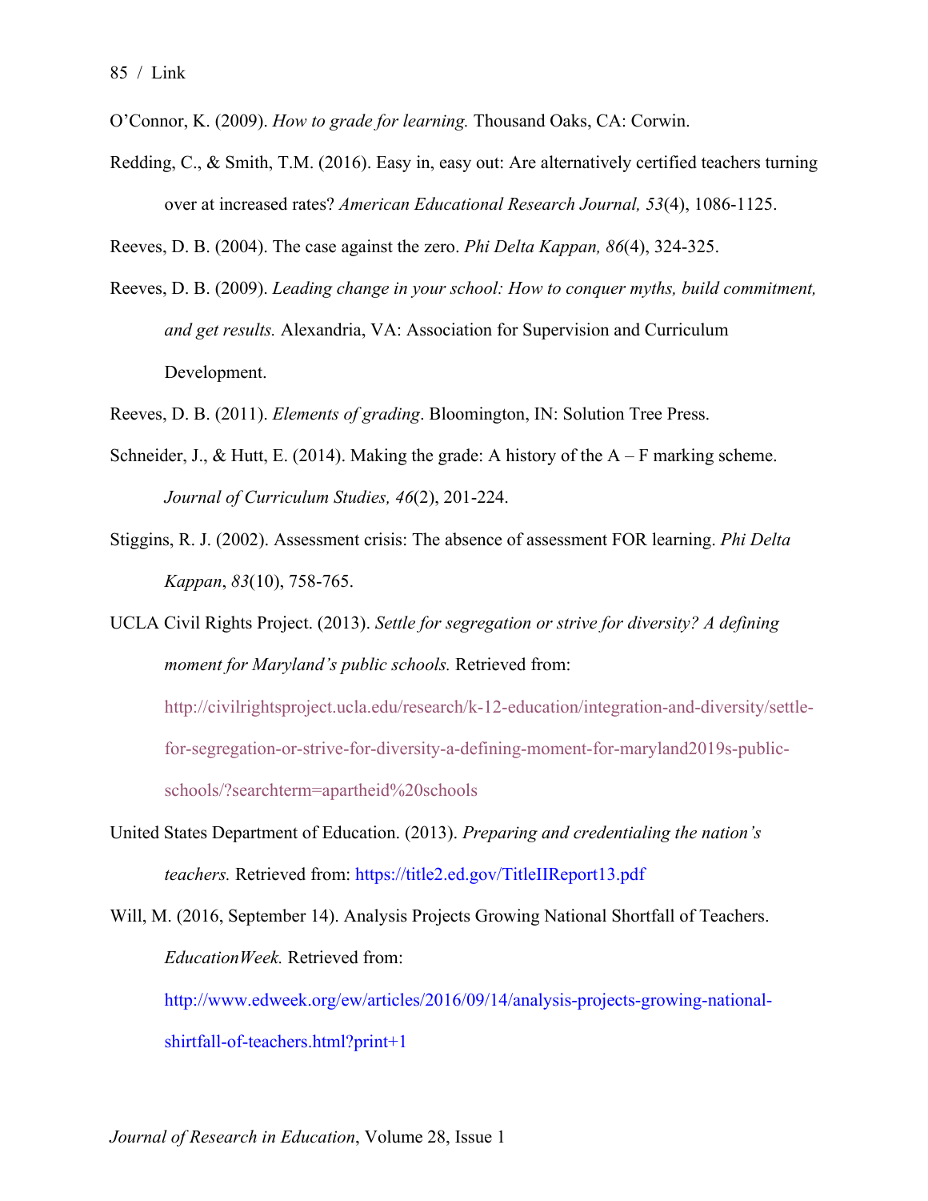O'Connor, K. (2009). *How to grade for learning.* Thousand Oaks, CA: Corwin.

Redding, C., & Smith, T.M. (2016). Easy in, easy out: Are alternatively certified teachers turning over at increased rates? *American Educational Research Journal, 53*(4), 1086-1125.

Reeves, D. B. (2004). The case against the zero. *Phi Delta Kappan, 86*(4), 324-325.

Reeves, D. B. (2009). *Leading change in your school: How to conquer myths, build commitment, and get results.* Alexandria, VA: Association for Supervision and Curriculum Development.

Reeves, D. B. (2011). *Elements of grading*. Bloomington, IN: Solution Tree Press.

Schneider, J., & Hutt, E. (2014). Making the grade: A history of the A – F marking scheme. *Journal of Curriculum Studies, 46*(2), 201-224.

Stiggins, R. J. (2002). Assessment crisis: The absence of assessment FOR learning. *Phi Delta Kappan*, *83*(10), 758-765.

UCLA Civil Rights Project. (2013). *Settle for segregation or strive for diversity? A defining moment for Maryland's public schools.* Retrieved from: http://civilrightsproject.ucla.edu/research/k-12-education/integration-and-diversity/settle-for-segregation-or-strive-for-diversity-a-defining-moment-for-maryland2019s-public-schools/?searchterm=apartheid%20schools

United States Department of Education. (2013). *Preparing and credentialing the nation's teachers.* Retrieved from: https://title2.ed.gov/TitleIIReport13.pdf

Will, M. (2016, September 14). Analysis Projects Growing National Shortfall of Teachers. *EducationWeek.* Retrieved from: http://www.edweek.org/ew/articles/2016/09/14/analysis-projects-growing-national-shirtfall-of-teachers.html?print+1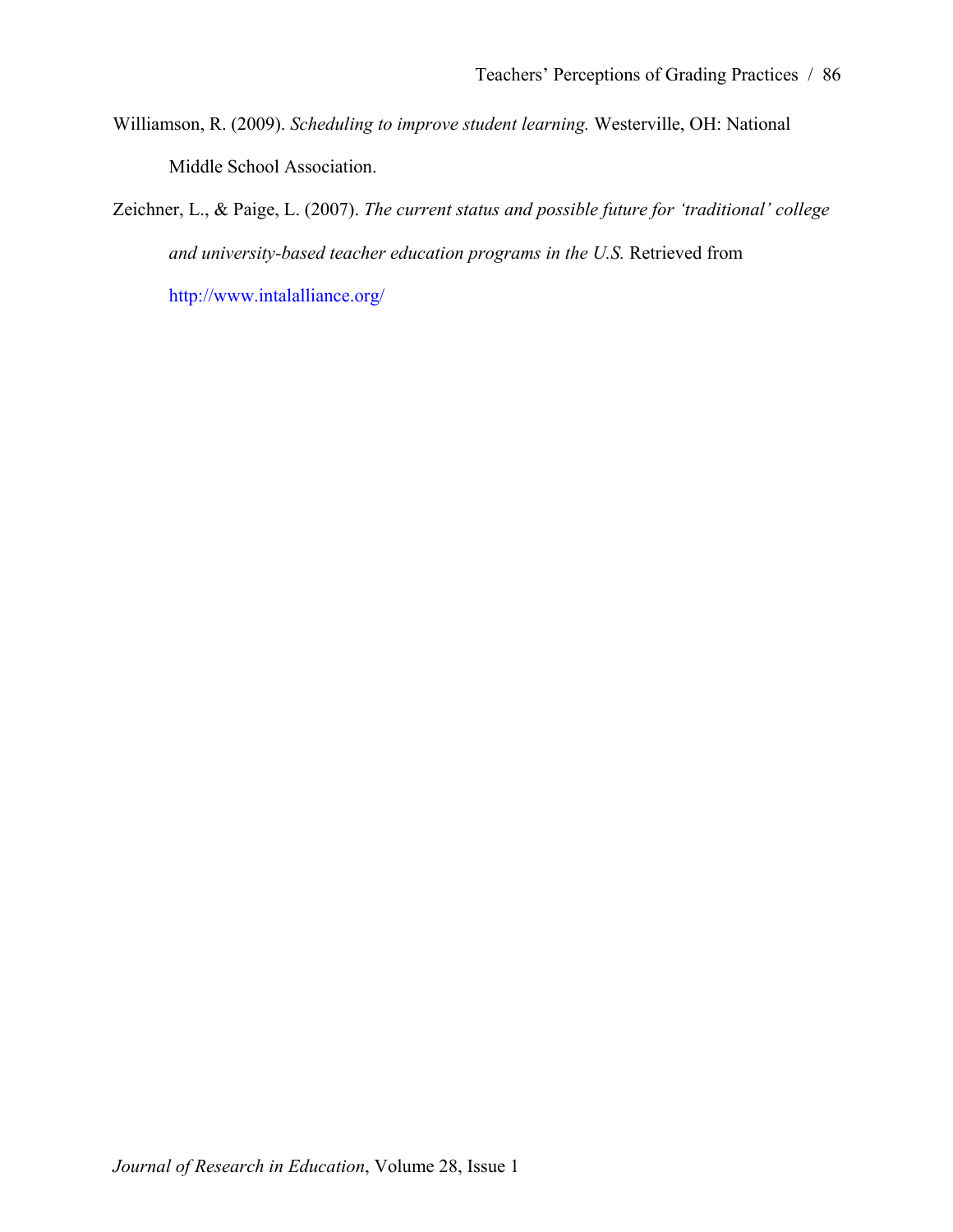Williamson, R. (2009). *Scheduling to improve student learning.* Westerville, OH: National Middle School Association.

Zeichner, L., & Paige, L. (2007). *The current status and possible future for 'traditional' college and university-based teacher education programs in the U.S.* Retrieved from http://www.intalalliance.org/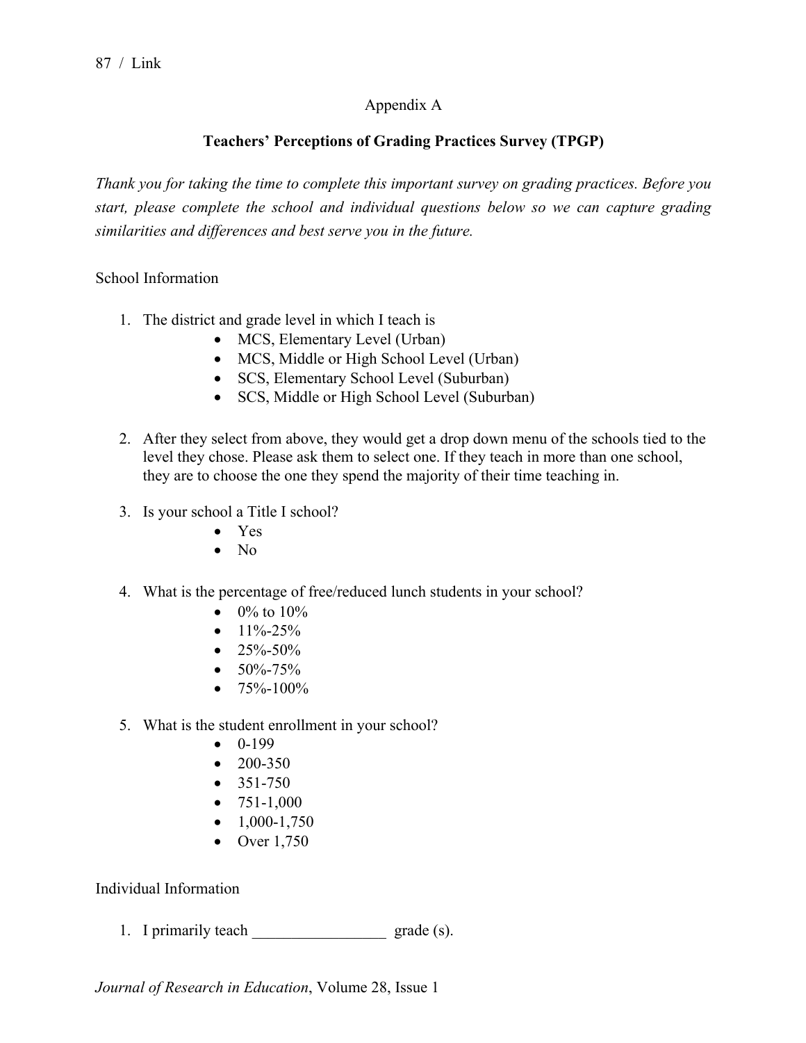Appendix A

**Teachers' Perceptions of Grading Practices Survey (TPGP)**

*Thank you for taking the time to complete this important survey on grading practices. Before you start, please complete the school and individual questions below so we can capture grading similarities and differences and best serve you in the future.*

School Information

1. The district and grade level in which I teach is
    - MCS, Elementary Level (Urban)
    - MCS, Middle or High School Level (Urban)
    - SCS, Elementary School Level (Suburban)
    - SCS, Middle or High School Level (Suburban)

2. After they select from above, they would get a drop down menu of the schools tied to the level they chose. Please ask them to select one. If they teach in more than one school, they are to choose the one they spend the majority of their time teaching in.

3. Is your school a Title I school?
    - Yes
    - No

4. What is the percentage of free/reduced lunch students in your school?
    - 0% to 10%
    - 11%-25%
    - 25%-50%
    - 50%-75%
    - 75%-100%

5. What is the student enrollment in your school?
    - 0-199
    - 200-350
    - 351-750
    - 751-1,000
    - 1,000-1,750
    - Over 1,750

Individual Information

1. I primarily teach _________________ grade (s).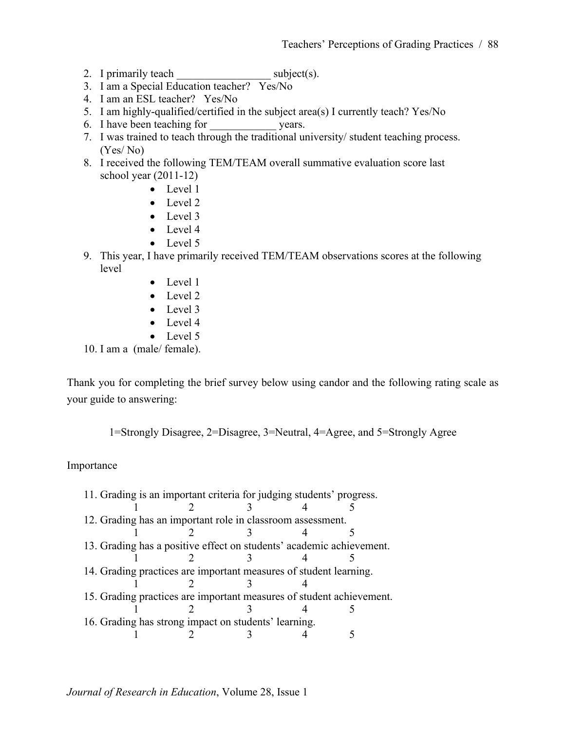2. I primarily teach _________________ subject(s).
3. I am a Special Education teacher? Yes/No
4. I am an ESL teacher? Yes/No
5. I am highly-qualified/certified in the subject area(s) I currently teach? Yes/No
6. I have been teaching for ____________ years.
7. I was trained to teach through the traditional university/ student teaching process. (Yes/ No)
8. I received the following TEM/TEAM overall summative evaluation score last school year (2011-12)
    - Level 1
    - Level 2
    - Level 3
    - Level 4
    - Level 5
9. This year, I have primarily received TEM/TEAM observations scores at the following level
    - Level 1
    - Level 2
    - Level 3
    - Level 4
    - Level 5
10. I am a (male/ female).

Thank you for completing the brief survey below using candor and the following rating scale as your guide to answering:

1=Strongly Disagree, 2=Disagree, 3=Neutral, 4=Agree, and 5=Strongly Agree

Importance

11. Grading is an important criteria for judging students' progress.
    1 2 3 4 5
12. Grading has an important role in classroom assessment.
    1 2 3 4 5
13. Grading has a positive effect on students' academic achievement.
    1 2 3 4 5
14. Grading practices are important measures of student learning.
    1 2 3 4
15. Grading practices are important measures of student achievement.
    1 2 3 4 5
16. Grading has strong impact on students' learning.
    1 2 3 4 5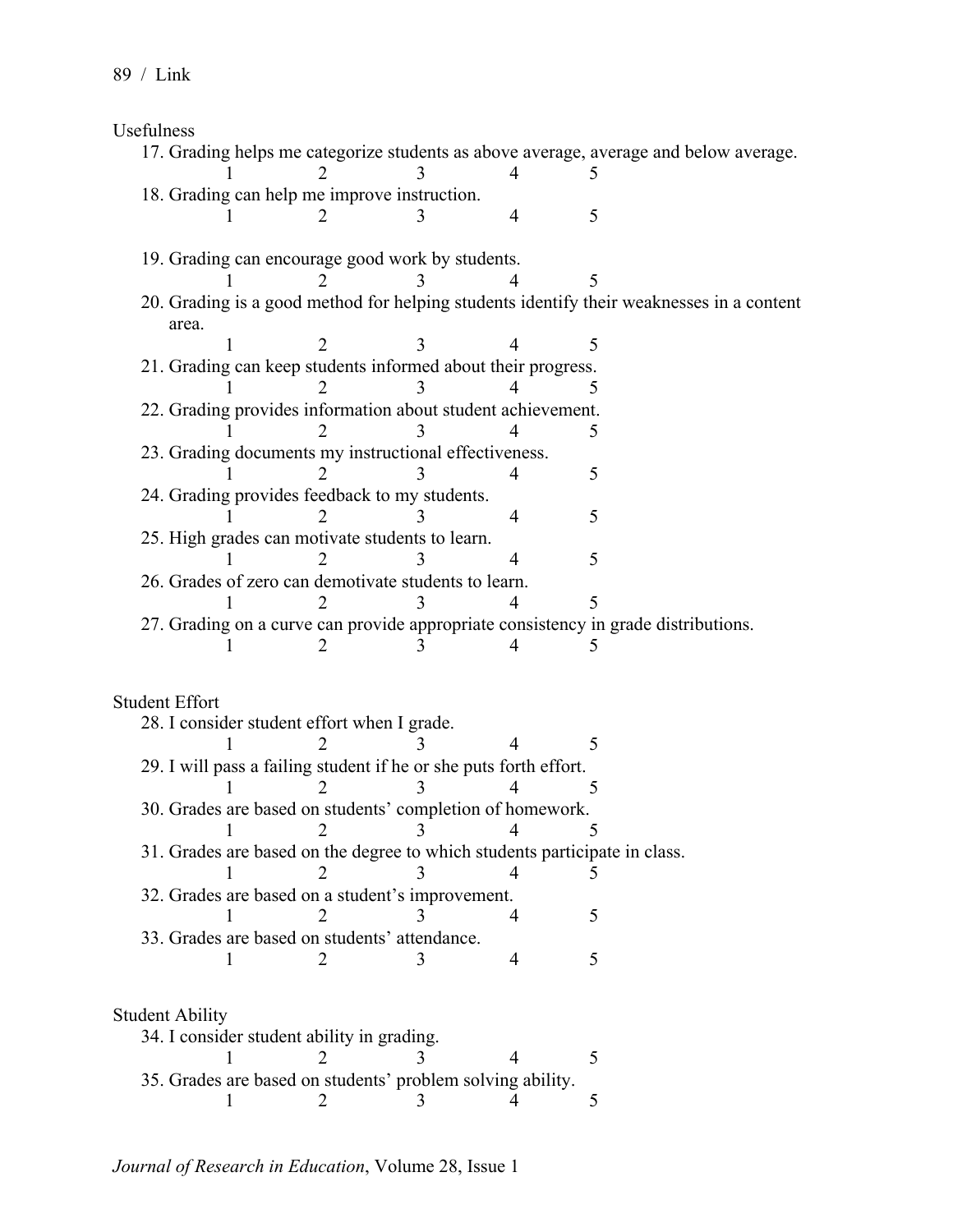Usefulness

17. Grading helps me categorize students as above average, average and below average.
    1 2 3 4 5
18. Grading can help me improve instruction.
    1 2 3 4 5
19. Grading can encourage good work by students.
    1 2 3 4 5
20. Grading is a good method for helping students identify their weaknesses in a content area.
    1 2 3 4 5
21. Grading can keep students informed about their progress.
    1 2 3 4 5
22. Grading provides information about student achievement.
    1 2 3 4 5
23. Grading documents my instructional effectiveness.
    1 2 3 4 5
24. Grading provides feedback to my students.
    1 2 3 4 5
25. High grades can motivate students to learn.
    1 2 3 4 5
26. Grades of zero can demotivate students to learn.
    1 2 3 4 5
27. Grading on a curve can provide appropriate consistency in grade distributions.
    1 2 3 4 5

Student Effort

28. I consider student effort when I grade.
    1 2 3 4 5
29. I will pass a failing student if he or she puts forth effort.
    1 2 3 4 5
30. Grades are based on students' completion of homework.
    1 2 3 4 5
31. Grades are based on the degree to which students participate in class.
    1 2 3 4 5
32. Grades are based on a student's improvement.
    1 2 3 4 5
33. Grades are based on students' attendance.
    1 2 3 4 5

Student Ability

34. I consider student ability in grading.
    1 2 3 4 5
35. Grades are based on students' problem solving ability.
    1 2 3 4 5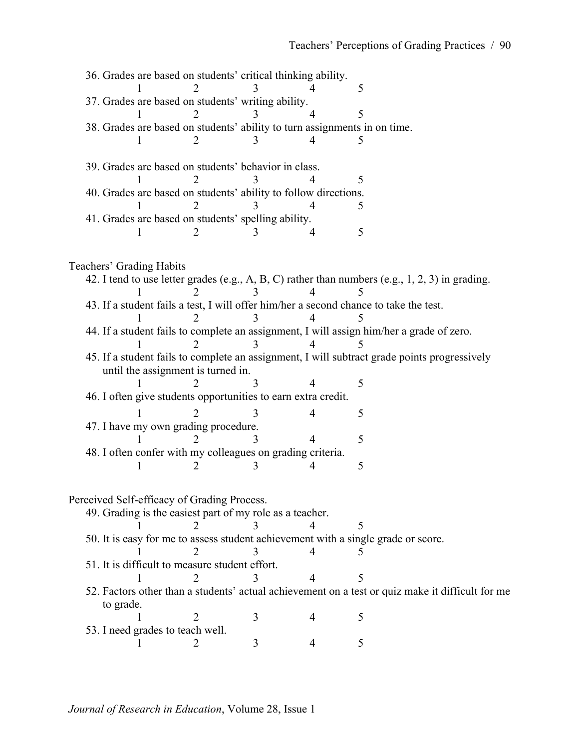36. Grades are based on students' critical thinking ability.

    1 2 3 4 5

37. Grades are based on students' writing ability.

    1 2 3 4 5

38. Grades are based on students' ability to turn assignments in on time.

    1 2 3 4 5

39. Grades are based on students' behavior in class.

    1 2 3 4 5

40. Grades are based on students' ability to follow directions.

    1 2 3 4 5

41. Grades are based on students' spelling ability.

    1 2 3 4 5

Teachers' Grading Habits

42. I tend to use letter grades (e.g., A, B, C) rather than numbers (e.g., 1, 2, 3) in grading.

    1 2 3 4 5

43. If a student fails a test, I will offer him/her a second chance to take the test.

    1 2 3 4 5

44. If a student fails to complete an assignment, I will assign him/her a grade of zero.

    1 2 3 4 5

45. If a student fails to complete an assignment, I will subtract grade points progressively until the assignment is turned in.

    1 2 3 4 5

46. I often give students opportunities to earn extra credit.

    1 2 3 4 5

47. I have my own grading procedure.

    1 2 3 4 5

48. I often confer with my colleagues on grading criteria.

    1 2 3 4 5

Perceived Self-efficacy of Grading Process.

49. Grading is the easiest part of my role as a teacher.

    1 2 3 4 5

50. It is easy for me to assess student achievement with a single grade or score.

    1 2 3 4 5

51. It is difficult to measure student effort.

    1 2 3 4 5

52. Factors other than a students' actual achievement on a test or quiz make it difficult for me to grade.

    1 2 3 4 5

53. I need grades to teach well.

    1 2 3 4 5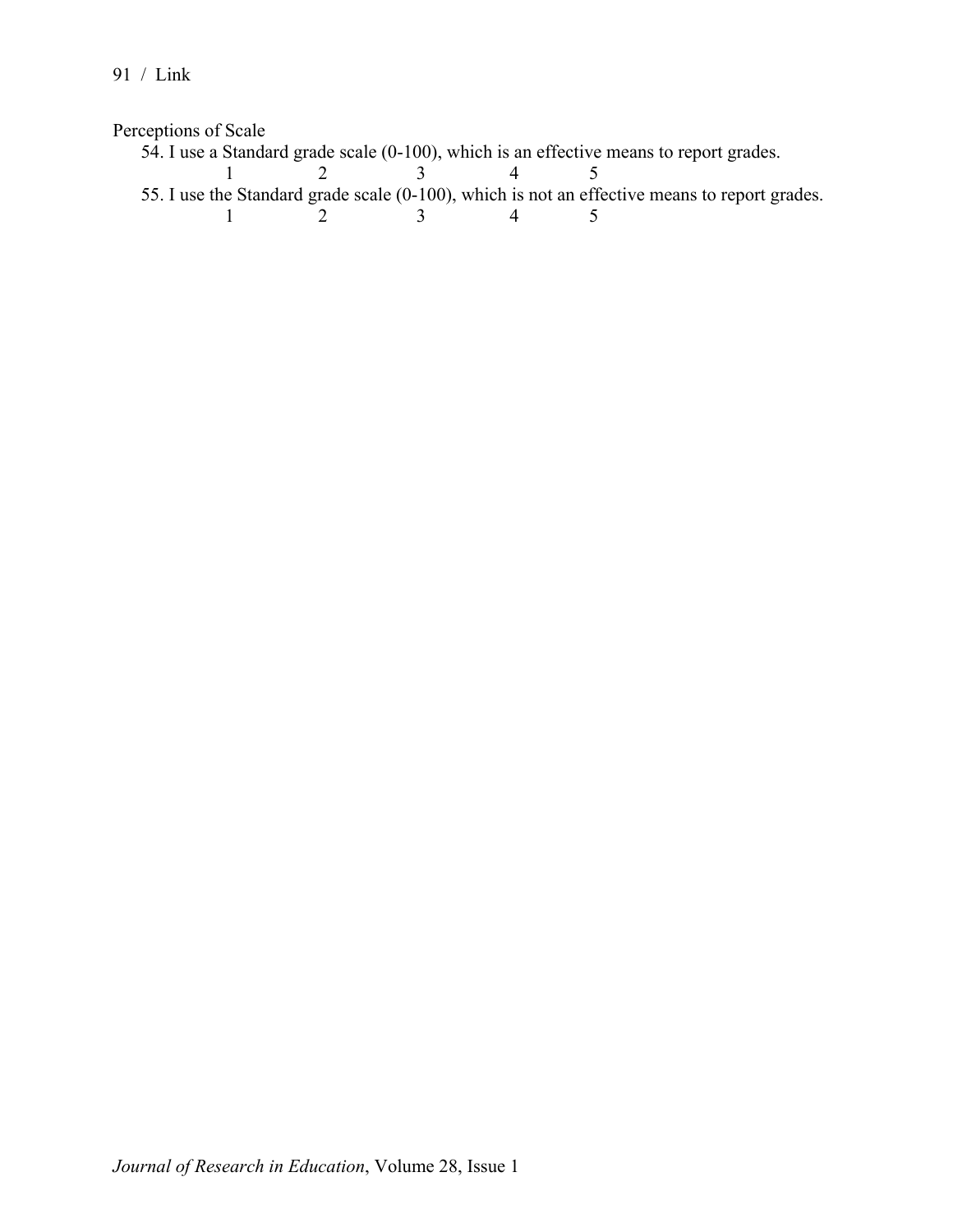Perceptions of Scale

54. I use a Standard grade scale (0-100), which is an effective means to report grades.

  1  2  3  4  5

55. I use the Standard grade scale (0-100), which is not an effective means to report grades.

  1  2  3  4  5